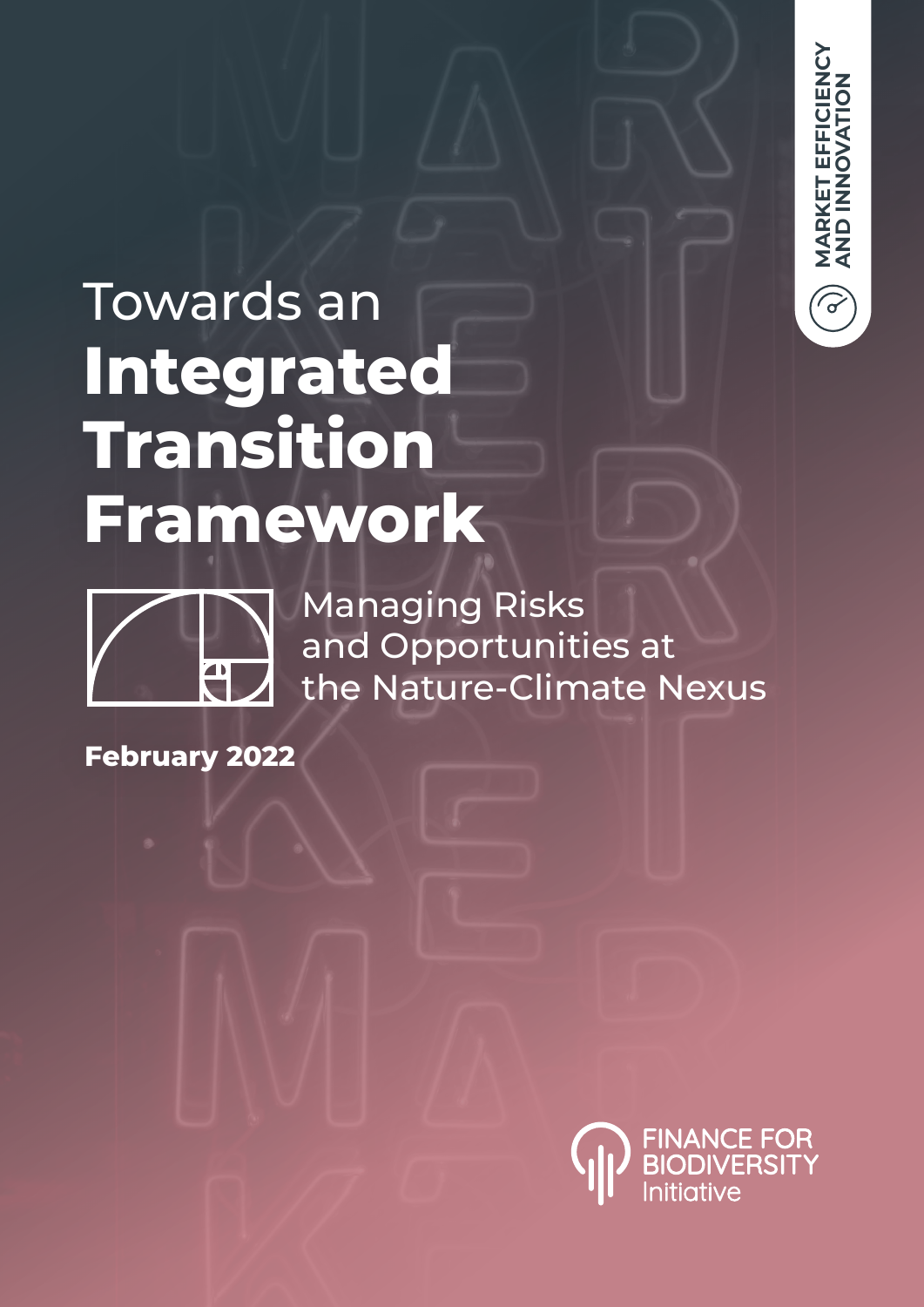MARKET EFFICIENCY AND INNOVATION

# Towards an **Integrated Transition Framework**

## Managing Risks and Opportunities at the Nature-Climate Nexus

**February 2022**

FINANCE FOR BIODIVERSITY Initiative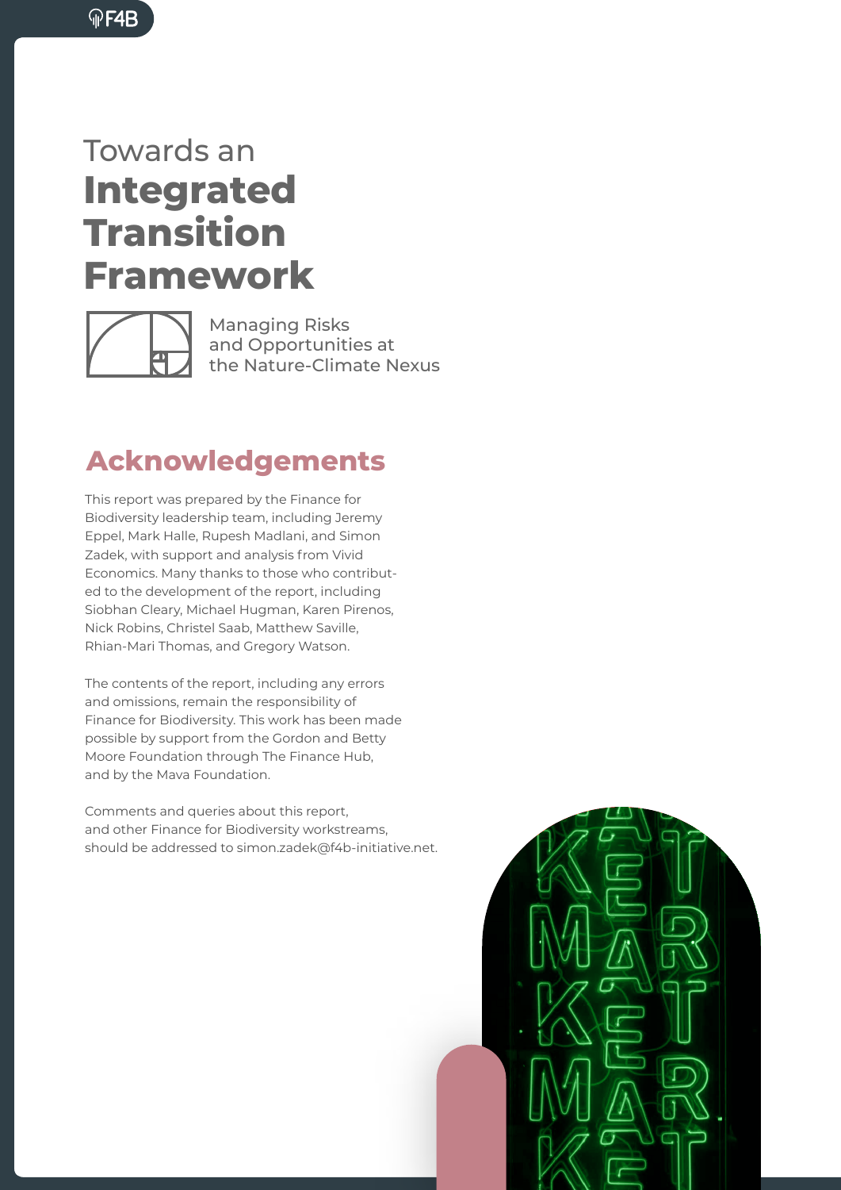Towards an

# Integrated Transition Framework

Managing Risks and Opportunities at the Nature-Climate Nexus

## Acknowledgements

This report was prepared by the Finance for Biodiversity leadership team, including Jeremy Eppel, Mark Halle, Rupesh Madlani, and Simon Zadek, with support and analysis from Vivid Economics. Many thanks to those who contributed to the development of the report, including Siobhan Cleary, Michael Hugman, Karen Pirenos, Nick Robins, Christel Saab, Matthew Saville, Rhian-Mari Thomas, and Gregory Watson.

The contents of the report, including any errors and omissions, remain the responsibility of Finance for Biodiversity. This work has been made possible by support from the Gordon and Betty Moore Foundation through The Finance Hub, and by the Mava Foundation.

Comments and queries about this report, and other Finance for Biodiversity workstreams, should be addressed to simon.zadek@f4b-initiative.net.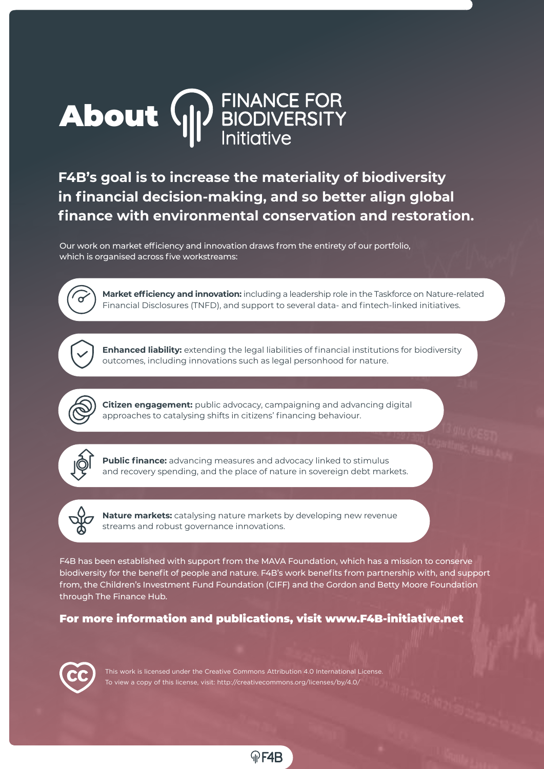# About FINANCE FOR BIODIVERSITY Initiative

**F4B's goal is to increase the materiality of biodiversity in financial decision-making, and so better align global finance with environmental conservation and restoration.**

Our work on market efficiency and innovation draws from the entirety of our portfolio, which is organised across five workstreams:

- **Market efficiency and innovation:** including a leadership role in the Taskforce on Nature-related Financial Disclosures (TNFD), and support to several data- and fintech-linked initiatives.
- **Enhanced liability:** extending the legal liabilities of financial institutions for biodiversity outcomes, including innovations such as legal personhood for nature.
- **Citizen engagement:** public advocacy, campaigning and advancing digital approaches to catalysing shifts in citizens' financing behaviour.
- **Public finance:** advancing measures and advocacy linked to stimulus and recovery spending, and the place of nature in sovereign debt markets.
- **Nature markets:** catalysing nature markets by developing new revenue streams and robust governance innovations.

F4B has been established with support from the MAVA Foundation, which has a mission to conserve biodiversity for the benefit of people and nature. F4B's work benefits from partnership with, and support from, the Children's Investment Fund Foundation (CIFF) and the Gordon and Betty Moore Foundation through The Finance Hub.

**For more information and publications, visit www.F4B-initiative.net**

This work is licensed under the Creative Commons Attribution 4.0 International License. To view a copy of this license, visit: http://creativecommons.org/licenses/by/4.0/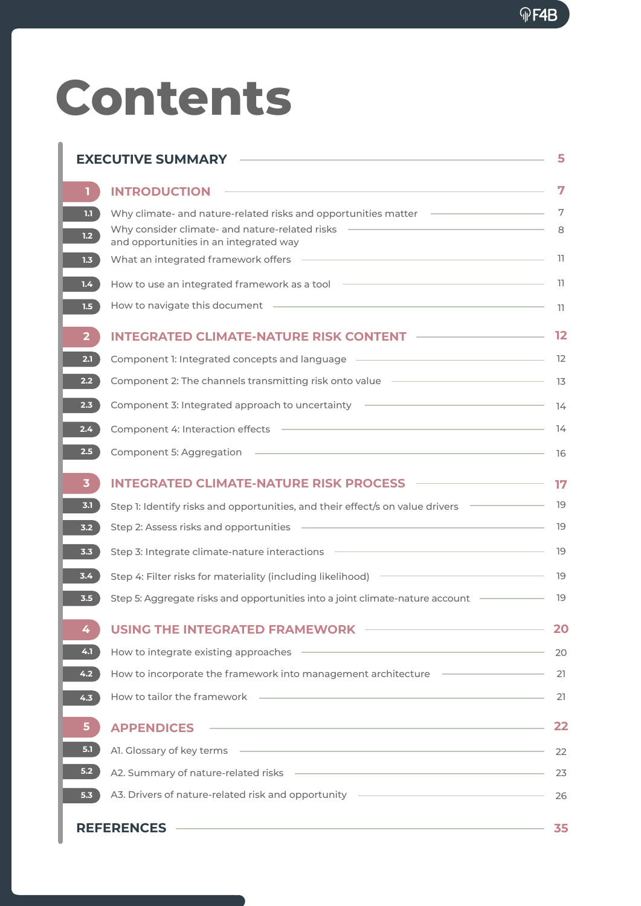# Contents

- **EXECUTIVE SUMMARY** — 5
- **1 INTRODUCTION** — 7
  - 1.1 Why climate- and nature-related risks and opportunities matter — 7
  - 1.2 Why consider climate- and nature-related risks and opportunities in an integrated way — 8
  - 1.3 What an integrated framework offers — 11
  - 1.4 How to use an integrated framework as a tool — 11
  - 1.5 How to navigate this document — 11
- **2 INTEGRATED CLIMATE-NATURE RISK CONTENT** — 12
  - 2.1 Component 1: Integrated concepts and language — 12
  - 2.2 Component 2: The channels transmitting risk onto value — 13
  - 2.3 Component 3: Integrated approach to uncertainty — 14
  - 2.4 Component 4: Interaction effects — 14
  - 2.5 Component 5: Aggregation — 16
- **3 INTEGRATED CLIMATE-NATURE RISK PROCESS** — 17
  - 3.1 Step 1: Identify risks and opportunities, and their effect/s on value drivers — 19
  - 3.2 Step 2: Assess risks and opportunities — 19
  - 3.3 Step 3: Integrate climate-nature interactions — 19
  - 3.4 Step 4: Filter risks for materiality (including likelihood) — 19
  - 3.5 Step 5: Aggregate risks and opportunities into a joint climate-nature account — 19
- **4 USING THE INTEGRATED FRAMEWORK** — 20
  - 4.1 How to integrate existing approaches — 20
  - 4.2 How to incorporate the framework into management architecture — 21
  - 4.3 How to tailor the framework — 21
- **5 APPENDICES** — 22
  - 5.1 A1. Glossary of key terms — 22
  - 5.2 A2. Summary of nature-related risks — 23
  - 5.3 A3. Drivers of nature-related risk and opportunity — 26
- **REFERENCES** — 35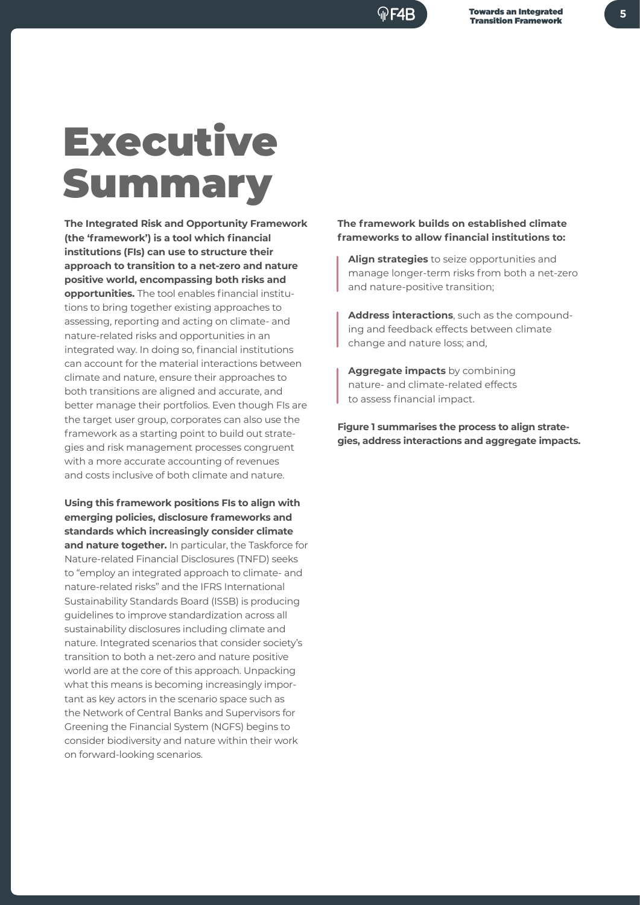# Executive Summary

**The Integrated Risk and Opportunity Framework (the 'framework') is a tool which financial institutions (FIs) can use to structure their approach to transition to a net-zero and nature positive world, encompassing both risks and opportunities.** The tool enables financial institutions to bring together existing approaches to assessing, reporting and acting on climate- and nature-related risks and opportunities in an integrated way. In doing so, financial institutions can account for the material interactions between climate and nature, ensure their approaches to both transitions are aligned and accurate, and better manage their portfolios. Even though FIs are the target user group, corporates can also use the framework as a starting point to build out strategies and risk management processes congruent with a more accurate accounting of revenues and costs inclusive of both climate and nature.

**Using this framework positions FIs to align with emerging policies, disclosure frameworks and standards which increasingly consider climate and nature together.** In particular, the Taskforce for Nature-related Financial Disclosures (TNFD) seeks to "employ an integrated approach to climate- and nature-related risks" and the IFRS International Sustainability Standards Board (ISSB) is producing guidelines to improve standardization across all sustainability disclosures including climate and nature. Integrated scenarios that consider society's transition to both a net-zero and nature positive world are at the core of this approach. Unpacking what this means is becoming increasingly important as key actors in the scenario space such as the Network of Central Banks and Supervisors for Greening the Financial System (NGFS) begins to consider biodiversity and nature within their work on forward-looking scenarios.

**The framework builds on established climate frameworks to allow financial institutions to:**

- **Align strategies** to seize opportunities and manage longer-term risks from both a net-zero and nature-positive transition;
- **Address interactions**, such as the compounding and feedback effects between climate change and nature loss; and,
- **Aggregate impacts** by combining nature- and climate-related effects to assess financial impact.

**Figure 1 summarises the process to align strategies, address interactions and aggregate impacts.**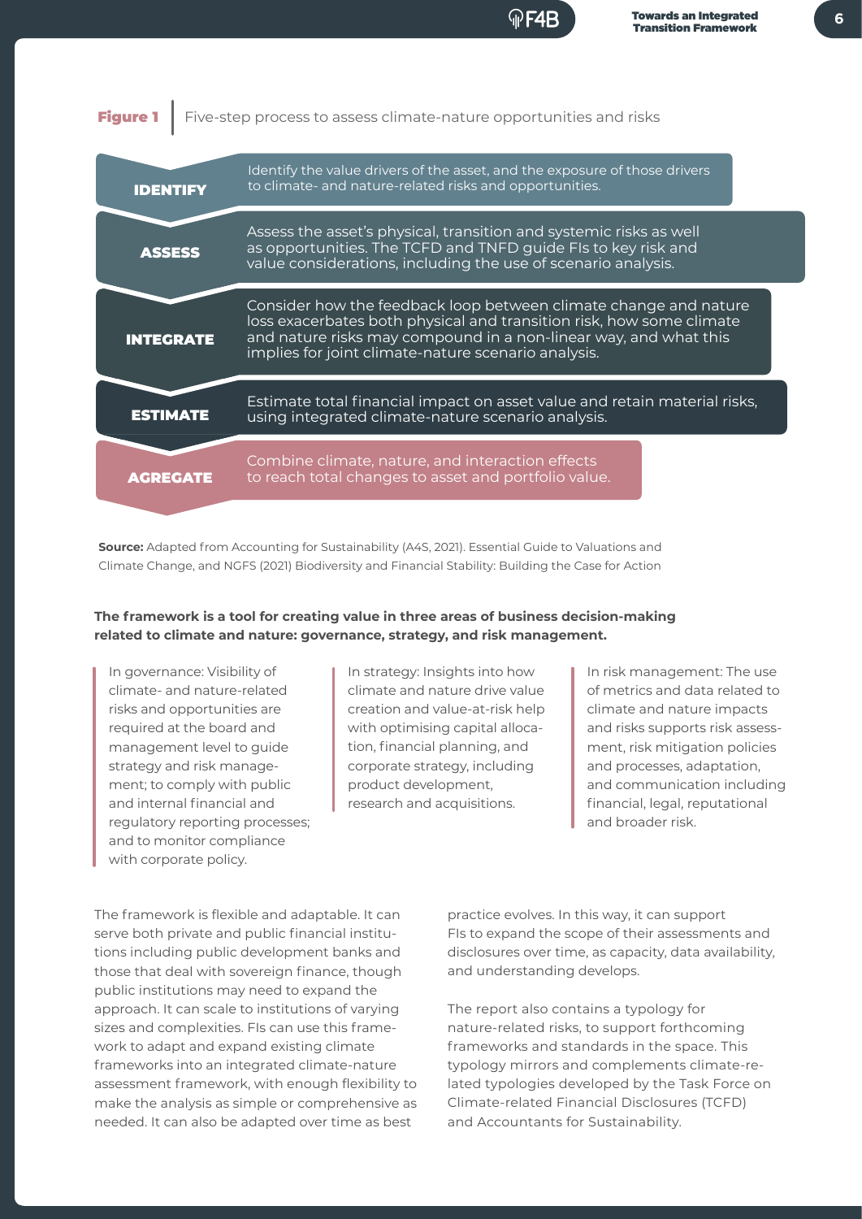**Figure 1** | Five-step process to assess climate-nature opportunities and risks

| Step | Description |
| --- | --- |
| **IDENTIFY** | Identify the value drivers of the asset, and the exposure of those drivers to climate- and nature-related risks and opportunities. |
| **ASSESS** | Assess the asset's physical, transition and systemic risks as well as opportunities. The TCFD and TNFD guide FIs to key risk and value considerations, including the use of scenario analysis. |
| **INTEGRATE** | Consider how the feedback loop between climate change and nature loss exacerbates both physical and transition risk, how some climate and nature risks may compound in a non-linear way, and what this implies for joint climate-nature scenario analysis. |
| **ESTIMATE** | Estimate total financial impact on asset value and retain material risks, using integrated climate-nature scenario analysis. |
| **AGREGATE** | Combine climate, nature, and interaction effects to reach total changes to asset and portfolio value. |

**Source:** Adapted from Accounting for Sustainability (A4S, 2021). Essential Guide to Valuations and Climate Change, and NGFS (2021) Biodiversity and Financial Stability: Building the Case for Action

**The framework is a tool for creating value in three areas of business decision-making related to climate and nature: governance, strategy, and risk management.**

In governance: Visibility of climate- and nature-related risks and opportunities are required at the board and management level to guide strategy and risk management; to comply with public and internal financial and regulatory reporting processes; and to monitor compliance with corporate policy.

In strategy: Insights into how climate and nature drive value creation and value-at-risk help with optimising capital allocation, financial planning, and corporate strategy, including product development, research and acquisitions.

In risk management: The use of metrics and data related to climate and nature impacts and risks supports risk assessment, risk mitigation policies and processes, adaptation, and communication including financial, legal, reputational and broader risk.

The framework is flexible and adaptable. It can serve both private and public financial institutions including public development banks and those that deal with sovereign finance, though public institutions may need to expand the approach. It can scale to institutions of varying sizes and complexities. FIs can use this framework to adapt and expand existing climate frameworks into an integrated climate-nature assessment framework, with enough flexibility to make the analysis as simple or comprehensive as needed. It can also be adapted over time as best practice evolves. In this way, it can support FIs to expand the scope of their assessments and disclosures over time, as capacity, data availability, and understanding develops.

The report also contains a typology for nature-related risks, to support forthcoming frameworks and standards in the space. This typology mirrors and complements climate-related typologies developed by the Task Force on Climate-related Financial Disclosures (TCFD) and Accountants for Sustainability.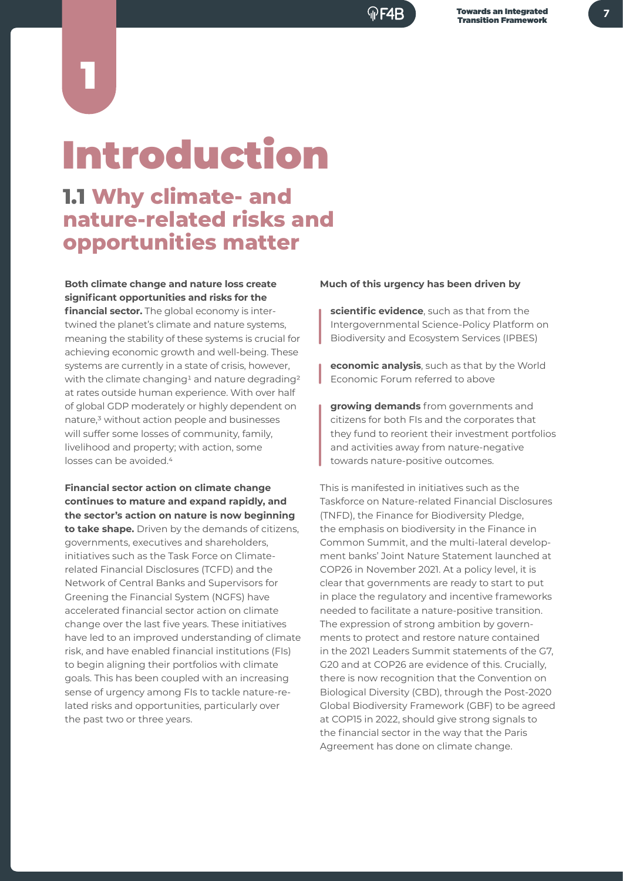# 1

# Introduction

## 1.1 Why climate- and nature-related risks and opportunities matter

**Both climate change and nature loss create significant opportunities and risks for the financial sector.** The global economy is intertwined the planet's climate and nature systems, meaning the stability of these systems is crucial for achieving economic growth and well-being. These systems are currently in a state of crisis, however, with the climate changing[1] and nature degrading[2] at rates outside human experience. With over half of global GDP moderately or highly dependent on nature,[3] without action people and businesses will suffer some losses of community, family, livelihood and property; with action, some losses can be avoided.[4]

**Financial sector action on climate change continues to mature and expand rapidly, and the sector's action on nature is now beginning to take shape.** Driven by the demands of citizens, governments, executives and shareholders, initiatives such as the Task Force on Climate-related Financial Disclosures (TCFD) and the Network of Central Banks and Supervisors for Greening the Financial System (NGFS) have accelerated financial sector action on climate change over the last five years. These initiatives have led to an improved understanding of climate risk, and have enabled financial institutions (FIs) to begin aligning their portfolios with climate goals. This has been coupled with an increasing sense of urgency among FIs to tackle nature-related risks and opportunities, particularly over the past two or three years.

**Much of this urgency has been driven by**

- **scientific evidence**, such as that from the Intergovernmental Science-Policy Platform on Biodiversity and Ecosystem Services (IPBES)
- **economic analysis**, such as that by the World Economic Forum referred to above
- **growing demands** from governments and citizens for both FIs and the corporates that they fund to reorient their investment portfolios and activities away from nature-negative towards nature-positive outcomes.

This is manifested in initiatives such as the Taskforce on Nature-related Financial Disclosures (TNFD), the Finance for Biodiversity Pledge, the emphasis on biodiversity in the Finance in Common Summit, and the multi-lateral development banks' Joint Nature Statement launched at COP26 in November 2021. At a policy level, it is clear that governments are ready to start to put in place the regulatory and incentive frameworks needed to facilitate a nature-positive transition. The expression of strong ambition by governments to protect and restore nature contained in the 2021 Leaders Summit statements of the G7, G20 and at COP26 are evidence of this. Crucially, there is now recognition that the Convention on Biological Diversity (CBD), through the Post-2020 Global Biodiversity Framework (GBF) to be agreed at COP15 in 2022, should give strong signals to the financial sector in the way that the Paris Agreement has done on climate change.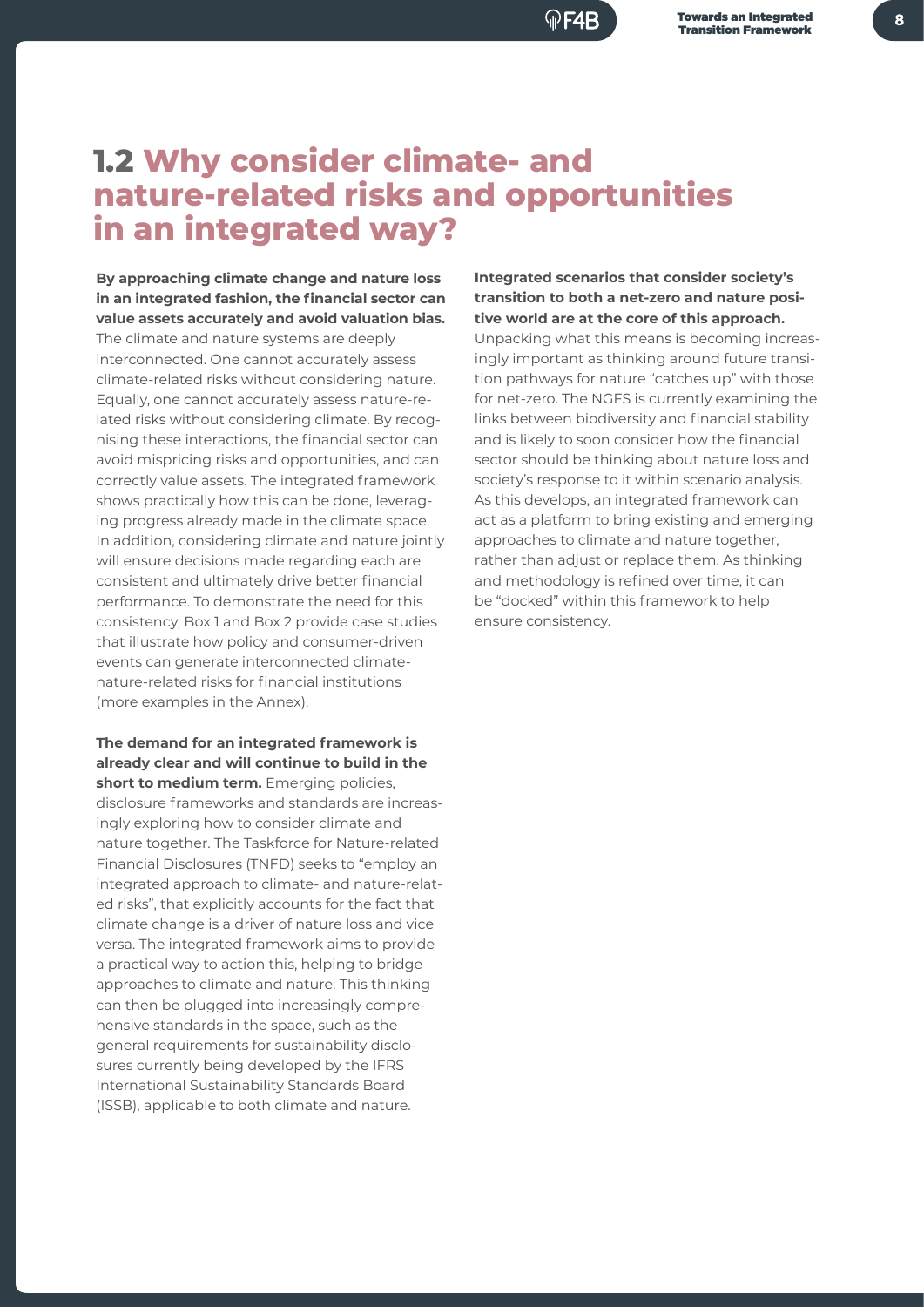## 1.2 Why consider climate- and nature-related risks and opportunities in an integrated way?

**By approaching climate change and nature loss in an integrated fashion, the financial sector can value assets accurately and avoid valuation bias.** The climate and nature systems are deeply interconnected. One cannot accurately assess climate-related risks without considering nature. Equally, one cannot accurately assess nature-related risks without considering climate. By recognising these interactions, the financial sector can avoid mispricing risks and opportunities, and can correctly value assets. The integrated framework shows practically how this can be done, leveraging progress already made in the climate space. In addition, considering climate and nature jointly will ensure decisions made regarding each are consistent and ultimately drive better financial performance. To demonstrate the need for this consistency, Box 1 and Box 2 provide case studies that illustrate how policy and consumer-driven events can generate interconnected climate-nature-related risks for financial institutions (more examples in the Annex).

**The demand for an integrated framework is already clear and will continue to build in the short to medium term.** Emerging policies, disclosure frameworks and standards are increasingly exploring how to consider climate and nature together. The Taskforce for Nature-related Financial Disclosures (TNFD) seeks to "employ an integrated approach to climate- and nature-related risks", that explicitly accounts for the fact that climate change is a driver of nature loss and vice versa. The integrated framework aims to provide a practical way to action this, helping to bridge approaches to climate and nature. This thinking can then be plugged into increasingly comprehensive standards in the space, such as the general requirements for sustainability disclosures currently being developed by the IFRS International Sustainability Standards Board (ISSB), applicable to both climate and nature.

**Integrated scenarios that consider society's transition to both a net-zero and nature positive world are at the core of this approach.** Unpacking what this means is becoming increasingly important as thinking around future transition pathways for nature "catches up" with those for net-zero. The NGFS is currently examining the links between biodiversity and financial stability and is likely to soon consider how the financial sector should be thinking about nature loss and society's response to it within scenario analysis. As this develops, an integrated framework can act as a platform to bring existing and emerging approaches to climate and nature together, rather than adjust or replace them. As thinking and methodology is refined over time, it can be "docked" within this framework to help ensure consistency.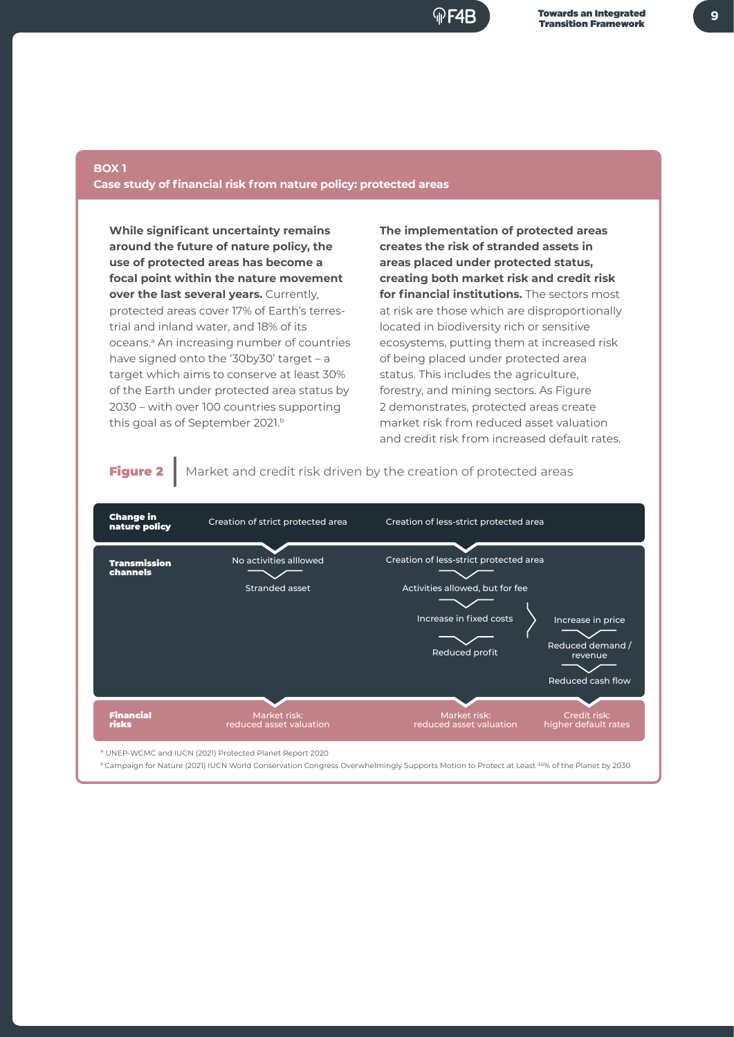**BOX 1**

**Case study of financial risk from nature policy: protected areas**

**While significant uncertainty remains around the future of nature policy, the use of protected areas has become a focal point within the nature movement over the last several years.** Currently, protected areas cover 17% of Earth's terrestrial and inland water, and 18% of its oceans.[a] An increasing number of countries have signed onto the '30by30' target – a target which aims to conserve at least 30% of the Earth under protected area status by 2030 – with over 100 countries supporting this goal as of September 2021.[b]

**The implementation of protected areas creates the risk of stranded assets in areas placed under protected status, creating both market risk and credit risk for financial institutions.** The sectors most at risk are those which are disproportionally located in biodiversity rich or sensitive ecosystems, putting them at increased risk of being placed under protected area status. This includes the agriculture, forestry, and mining sectors. As Figure 2 demonstrates, protected areas create market risk from reduced asset valuation and credit risk from increased default rates.

**Figure 2** | Market and credit risk driven by the creation of protected areas

| | | | |
|---|---|---|---|
| **Change in nature policy** | Creation of strict protected area | Creation of less-strict protected area | |
| **Transmission channels** | No activities allowed → Stranded asset | Creation of less-strict protected area → Activities allowed, but for fee → Increase in fixed costs → Reduced profit | Increase in price → Reduced demand / revenue → Reduced cash flow |
| **Financial risks** | Market risk: reduced asset valuation | Market risk: reduced asset valuation | Credit risk: higher default rates |

[a] UNEP-WCMC and IUCN (2021) Protected Planet Report 2020

[b] Campaign for Nature (2021) IUCN World Conservation Congress Overwhelmingly Supports Motion to Protect at Least 30% of the Planet by 2030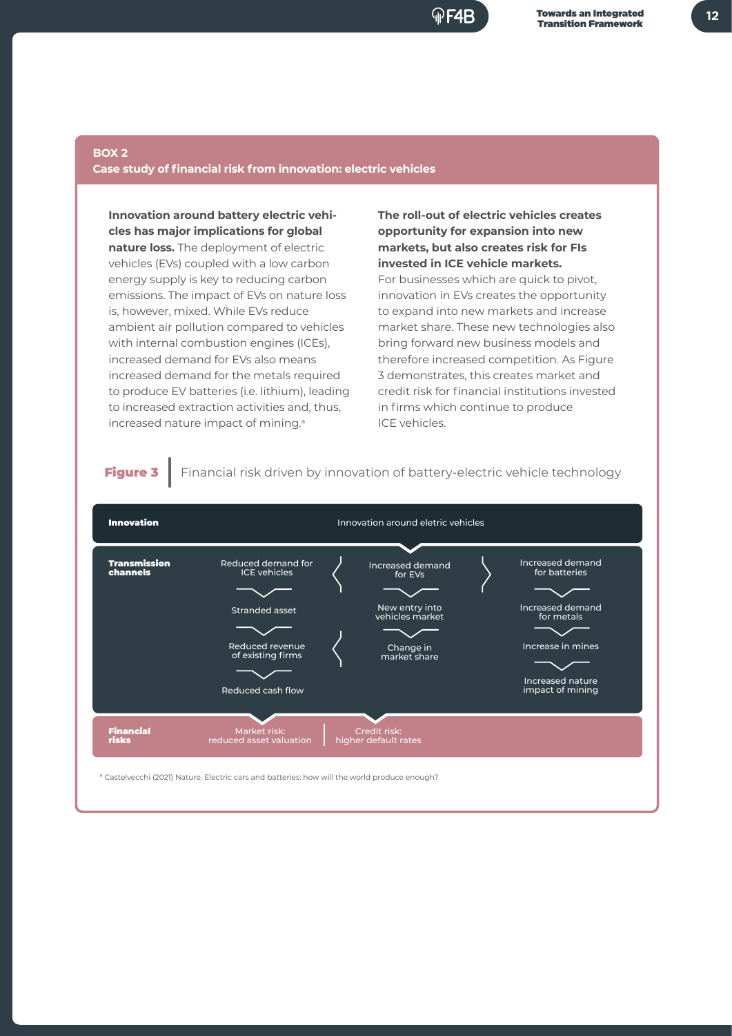## BOX 2

### Case study of financial risk from innovation: electric vehicles

**Innovation around battery electric vehicles has major implications for global nature loss.** The deployment of electric vehicles (EVs) coupled with a low carbon energy supply is key to reducing carbon emissions. The impact of EVs on nature loss is, however, mixed. While EVs reduce ambient air pollution compared to vehicles with internal combustion engines (ICEs), increased demand for EVs also means increased demand for the metals required to produce EV batteries (i.e. lithium), leading to increased extraction activities and, thus, increased nature impact of mining.[a]

**The roll-out of electric vehicles creates opportunity for expansion into new markets, but also creates risk for FIs invested in ICE vehicle markets.** For businesses which are quick to pivot, innovation in EVs creates the opportunity to expand into new markets and increase market share. These new technologies also bring forward new business models and therefore increased competition. As Figure 3 demonstrates, this creates market and credit risk for financial institutions invested in firms which continue to produce ICE vehicles.

**Figure 3** | Financial risk driven by innovation of battery-electric vehicle technology

**Innovation**

Innovation around eletric vehicles

**Transmission channels**

- Reduced demand for ICE vehicles → Stranded asset → Reduced revenue of existing firms → Reduced cash flow
- Increased demand for EVs → New entry into vehicles market → Change in market share
- Increased demand for batteries → Increased demand for metals → Increase in mines → Increased nature impact of mining

**Financial risks**

Market risk: reduced asset valuation | Credit risk: higher default rates

[a] Castelvecchi (2021) Nature. Electric cars and batteries: how will the world produce enough?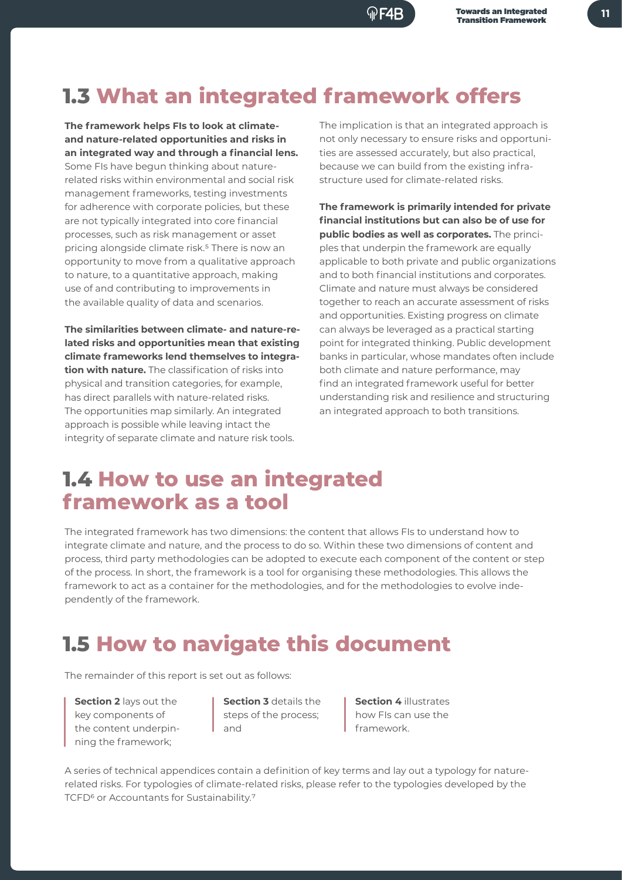## 1.3 What an integrated framework offers

**The framework helps FIs to look at climate- and nature-related opportunities and risks in an integrated way and through a financial lens.** Some FIs have begun thinking about nature-related risks within environmental and social risk management frameworks, testing investments for adherence with corporate policies, but these are not typically integrated into core financial processes, such as risk management or asset pricing alongside climate risk.[5] There is now an opportunity to move from a qualitative approach to nature, to a quantitative approach, making use of and contributing to improvements in the available quality of data and scenarios.

**The similarities between climate- and nature-related risks and opportunities mean that existing climate frameworks lend themselves to integration with nature.** The classification of risks into physical and transition categories, for example, has direct parallels with nature-related risks. The opportunities map similarly. An integrated approach is possible while leaving intact the integrity of separate climate and nature risk tools.

The implication is that an integrated approach is not only necessary to ensure risks and opportunities are assessed accurately, but also practical, because we can build from the existing infrastructure used for climate-related risks.

**The framework is primarily intended for private financial institutions but can also be of use for public bodies as well as corporates.** The principles that underpin the framework are equally applicable to both private and public organizations and to both financial institutions and corporates. Climate and nature must always be considered together to reach an accurate assessment of risks and opportunities. Existing progress on climate can always be leveraged as a practical starting point for integrated thinking. Public development banks in particular, whose mandates often include both climate and nature performance, may find an integrated framework useful for better understanding risk and resilience and structuring an integrated approach to both transitions.

## 1.4 How to use an integrated framework as a tool

The integrated framework has two dimensions: the content that allows FIs to understand how to integrate climate and nature, and the process to do so. Within these two dimensions of content and process, third party methodologies can be adopted to execute each component of the content or step of the process. In short, the framework is a tool for organising these methodologies. This allows the framework to act as a container for the methodologies, and for the methodologies to evolve independently of the framework.

## 1.5 How to navigate this document

The remainder of this report is set out as follows:

- **Section 2** lays out the key components of the content underpinning the framework;
- **Section 3** details the steps of the process; and
- **Section 4** illustrates how FIs can use the framework.

A series of technical appendices contain a definition of key terms and lay out a typology for nature-related risks. For typologies of climate-related risks, please refer to the typologies developed by the TCFD[6] or Accountants for Sustainability.[7]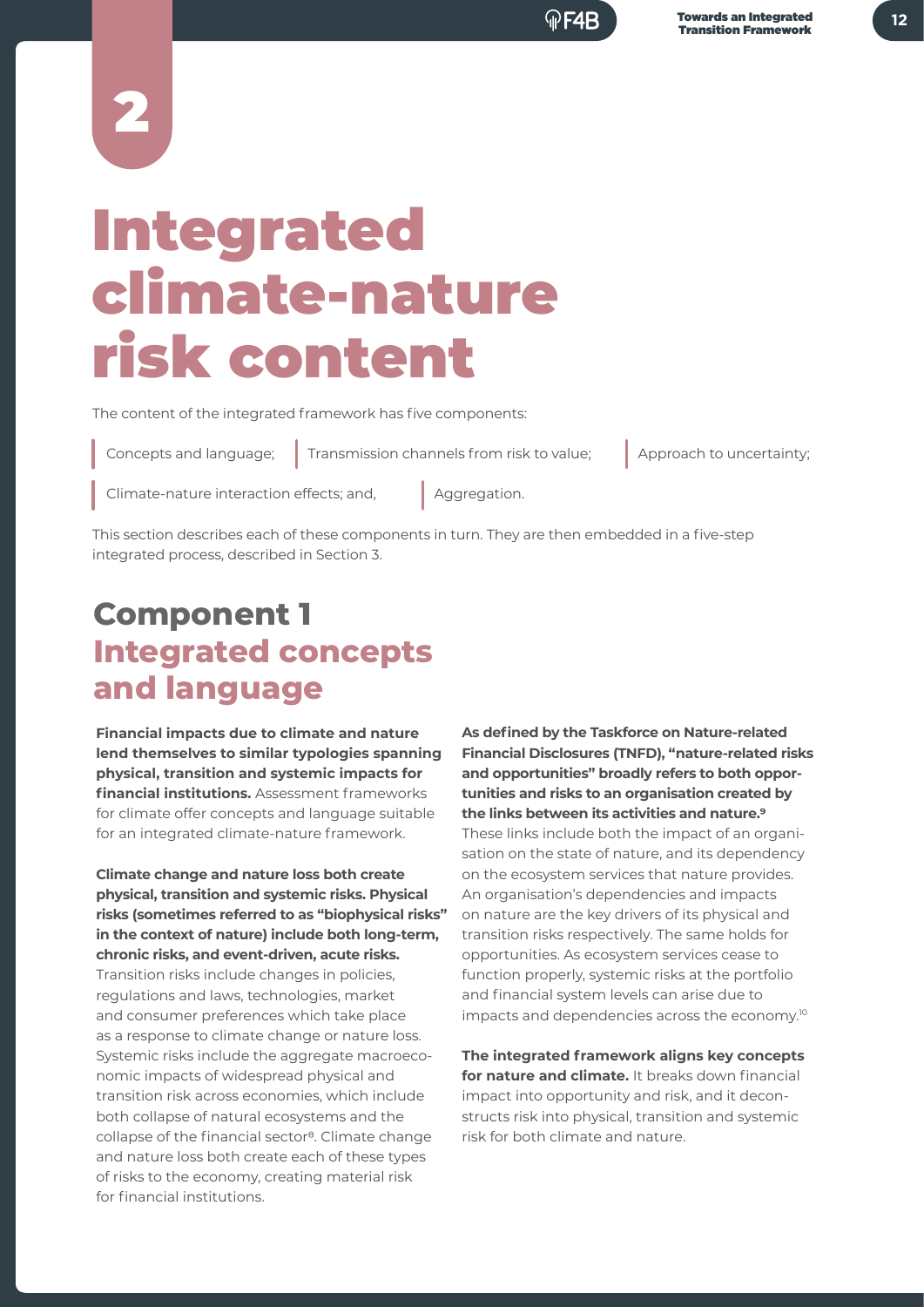# 2

# Integrated climate-nature risk content

The content of the integrated framework has five components:

- Concepts and language;
- Transmission channels from risk to value;
- Approach to uncertainty;
- Climate-nature interaction effects; and,
- Aggregation.

This section describes each of these components in turn. They are then embedded in a five-step integrated process, described in Section 3.

## Component 1 Integrated concepts and language

**Financial impacts due to climate and nature lend themselves to similar typologies spanning physical, transition and systemic impacts for financial institutions.** Assessment frameworks for climate offer concepts and language suitable for an integrated climate-nature framework.

**Climate change and nature loss both create physical, transition and systemic risks. Physical risks (sometimes referred to as "biophysical risks" in the context of nature) include both long-term, chronic risks, and event-driven, acute risks.** Transition risks include changes in policies, regulations and laws, technologies, market and consumer preferences which take place as a response to climate change or nature loss. Systemic risks include the aggregate macroeconomic impacts of widespread physical and transition risk across economies, which include both collapse of natural ecosystems and the collapse of the financial sector[8]. Climate change and nature loss both create each of these types of risks to the economy, creating material risk for financial institutions.

**As defined by the Taskforce on Nature-related Financial Disclosures (TNFD), "nature-related risks and opportunities" broadly refers to both opportunities and risks to an organisation created by the links between its activities and nature.[9]** These links include both the impact of an organisation on the state of nature, and its dependency on the ecosystem services that nature provides. An organisation's dependencies and impacts on nature are the key drivers of its physical and transition risks respectively. The same holds for opportunities. As ecosystem services cease to function properly, systemic risks at the portfolio and financial system levels can arise due to impacts and dependencies across the economy.[10]

**The integrated framework aligns key concepts for nature and climate.** It breaks down financial impact into opportunity and risk, and it deconstructs risk into physical, transition and systemic risk for both climate and nature.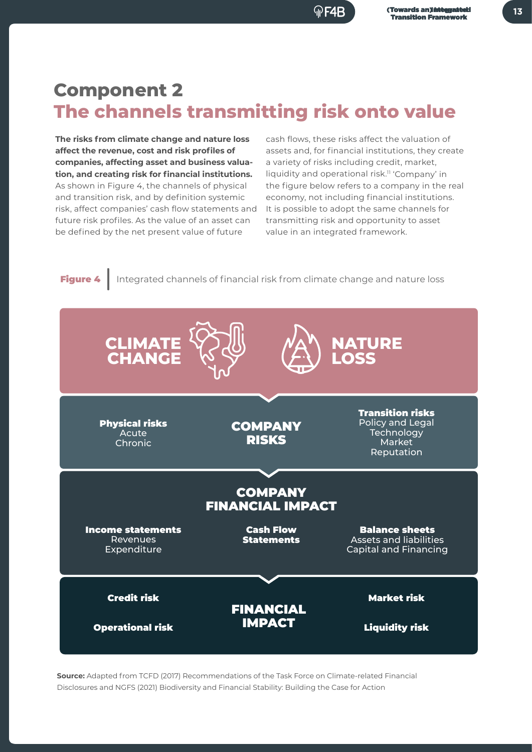# Component 2
## The channels transmitting risk onto value

**The risks from climate change and nature loss affect the revenue, cost and risk profiles of companies, affecting asset and business valuation, and creating risk for financial institutions.** As shown in Figure 4, the channels of physical and transition risk, and by definition systemic risk, affect companies' cash flow statements and future risk profiles. As the value of an asset can be defined by the net present value of future cash flows, these risks affect the valuation of assets and, for financial institutions, they create a variety of risks including credit, market, liquidity and operational risk.[11] 'Company' in the figure below refers to a company in the real economy, not including financial institutions. It is possible to adopt the same channels for transmitting risk and opportunity to asset value in an integrated framework.

**Figure 4** | Integrated channels of financial risk from climate change and nature loss

**CLIMATE CHANGE** | **NATURE LOSS**

**COMPANY RISKS**

- **Physical risks**
  - Acute
  - Chronic
- **Transition risks**
  - Policy and Legal
  - Technology
  - Market
  - Reputation

**COMPANY FINANCIAL IMPACT**

- **Income statements**
  - Revenues
  - Expenditure
- **Cash Flow Statements**
- **Balance sheets**
  - Assets and liabilities
  - Capital and Financing

**FINANCIAL IMPACT**

- **Credit risk**
- **Operational risk**
- **Market risk**
- **Liquidity risk**

**Source:** Adapted from TCFD (2017) Recommendations of the Task Force on Climate-related Financial Disclosures and NGFS (2021) Biodiversity and Financial Stability: Building the Case for Action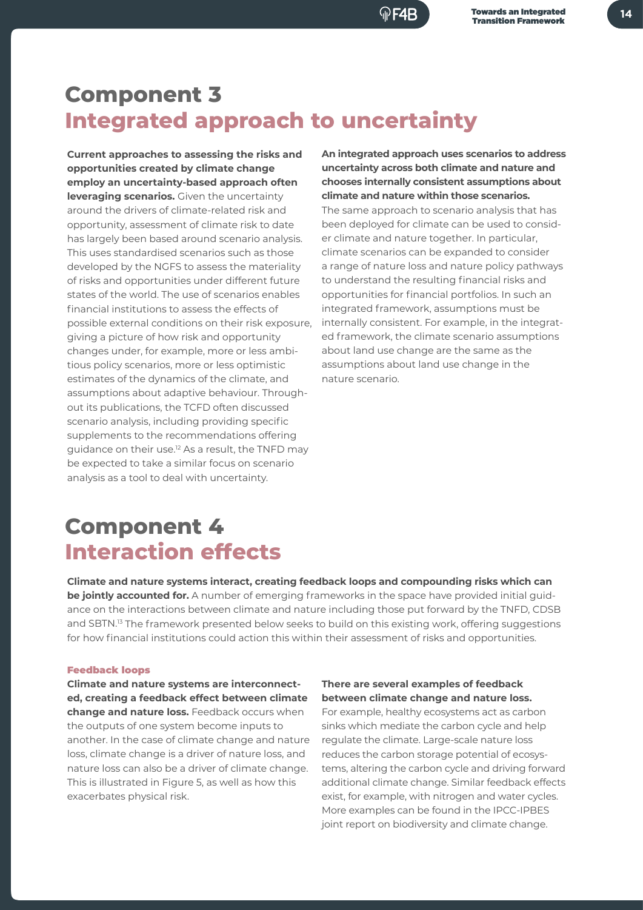# Component 3
## Integrated approach to uncertainty

**Current approaches to assessing the risks and opportunities created by climate change employ an uncertainty-based approach often leveraging scenarios.** Given the uncertainty around the drivers of climate-related risk and opportunity, assessment of climate risk to date has largely been based around scenario analysis. This uses standardised scenarios such as those developed by the NGFS to assess the materiality of risks and opportunities under different future states of the world. The use of scenarios enables financial institutions to assess the effects of possible external conditions on their risk exposure, giving a picture of how risk and opportunity changes under, for example, more or less ambitious policy scenarios, more or less optimistic estimates of the dynamics of the climate, and assumptions about adaptive behaviour. Throughout its publications, the TCFD often discussed scenario analysis, including providing specific supplements to the recommendations offering guidance on their use.[12] As a result, the TNFD may be expected to take a similar focus on scenario analysis as a tool to deal with uncertainty.

**An integrated approach uses scenarios to address uncertainty across both climate and nature and chooses internally consistent assumptions about climate and nature within those scenarios.** The same approach to scenario analysis that has been deployed for climate can be used to consider climate and nature together. In particular, climate scenarios can be expanded to consider a range of nature loss and nature policy pathways to understand the resulting financial risks and opportunities for financial portfolios. In such an integrated framework, assumptions must be internally consistent. For example, in the integrated framework, the climate scenario assumptions about land use change are the same as the assumptions about land use change in the nature scenario.

# Component 4
## Interaction effects

**Climate and nature systems interact, creating feedback loops and compounding risks which can be jointly accounted for.** A number of emerging frameworks in the space have provided initial guidance on the interactions between climate and nature including those put forward by the TNFD, CDSB and SBTN.[13] The framework presented below seeks to build on this existing work, offering suggestions for how financial institutions could action this within their assessment of risks and opportunities.

### Feedback loops

**Climate and nature systems are interconnected, creating a feedback effect between climate change and nature loss.** Feedback occurs when the outputs of one system become inputs to another. In the case of climate change and nature loss, climate change is a driver of nature loss, and nature loss can also be a driver of climate change. This is illustrated in Figure 5, as well as how this exacerbates physical risk.

**There are several examples of feedback between climate change and nature loss.** For example, healthy ecosystems act as carbon sinks which mediate the carbon cycle and help regulate the climate. Large-scale nature loss reduces the carbon storage potential of ecosystems, altering the carbon cycle and driving forward additional climate change. Similar feedback effects exist, for example, with nitrogen and water cycles. More examples can be found in the IPCC-IPBES joint report on biodiversity and climate change.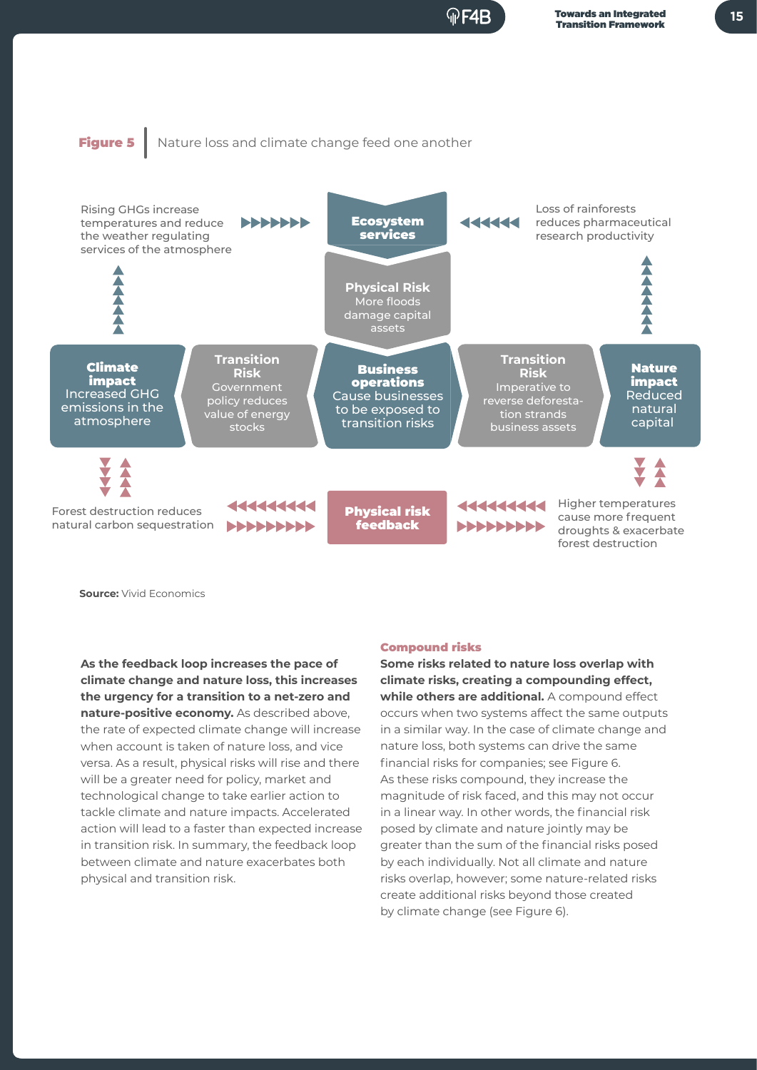**Figure 5** | Nature loss and climate change feed one another

Rising GHGs increase temperatures and reduce the weather regulating services of the atmosphere

**Ecosystem services**

Loss of rainforests reduces pharmaceutical research productivity

**Physical Risk**
More floods damage capital assets

**Climate impact**
Increased GHG emissions in the atmosphere

**Transition Risk**
Government policy reduces value of energy stocks

**Business operations**
Cause businesses to be exposed to transition risks

**Transition Risk**
Imperative to reverse deforestation strands business assets

**Nature impact**
Reduced natural capital

Forest destruction reduces natural carbon sequestration

**Physical risk feedback**

Higher temperatures cause more frequent droughts & exacerbate forest destruction

**Source:** Vivid Economics

**As the feedback loop increases the pace of climate change and nature loss, this increases the urgency for a transition to a net-zero and nature-positive economy.** As described above, the rate of expected climate change will increase when account is taken of nature loss, and vice versa. As a result, physical risks will rise and there will be a greater need for policy, market and technological change to take earlier action to tackle climate and nature impacts. Accelerated action will lead to a faster than expected increase in transition risk. In summary, the feedback loop between climate and nature exacerbates both physical and transition risk.

### Compound risks

**Some risks related to nature loss overlap with climate risks, creating a compounding effect, while others are additional.** A compound effect occurs when two systems affect the same outputs in a similar way. In the case of climate change and nature loss, both systems can drive the same financial risks for companies; see Figure 6. As these risks compound, they increase the magnitude of risk faced, and this may not occur in a linear way. In other words, the financial risk posed by climate and nature jointly may be greater than the sum of the financial risks posed by each individually. Not all climate and nature risks overlap, however; some nature-related risks create additional risks beyond those created by climate change (see Figure 6).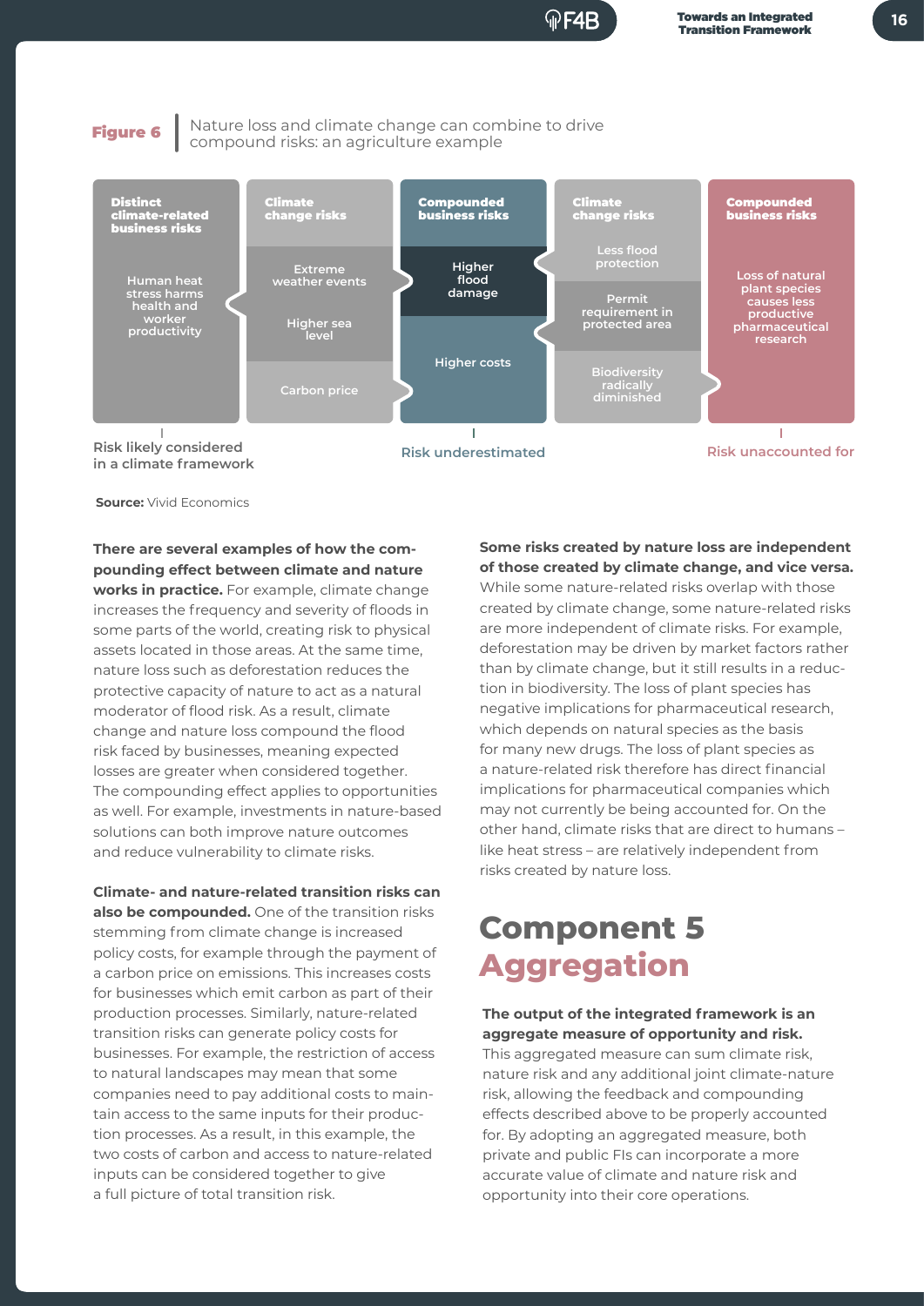**Figure 6** Nature loss and climate change can combine to drive compound risks: an agriculture example

| Distinct climate-related business risks | Climate change risks | Compounded business risks | Climate change risks | Compounded business risks |
|---|---|---|---|---|
| Human heat stress harms health and worker productivity | Extreme weather events | Higher flood damage | Less flood protection | Loss of natural plant species causes less productive pharmaceutical research |
| | Higher sea level | | Permit requirement in protected area | |
| | Carbon price | Higher costs | Biodiversity radically diminished | |
| Risk likely considered in a climate framework | | Risk underestimated | | Risk unaccounted for |

**Source:** Vivid Economics

**There are several examples of how the compounding effect between climate and nature works in practice.** For example, climate change increases the frequency and severity of floods in some parts of the world, creating risk to physical assets located in those areas. At the same time, nature loss such as deforestation reduces the protective capacity of nature to act as a natural moderator of flood risk. As a result, climate change and nature loss compound the flood risk faced by businesses, meaning expected losses are greater when considered together. The compounding effect applies to opportunities as well. For example, investments in nature-based solutions can both improve nature outcomes and reduce vulnerability to climate risks.

**Climate- and nature-related transition risks can also be compounded.** One of the transition risks stemming from climate change is increased policy costs, for example through the payment of a carbon price on emissions. This increases costs for businesses which emit carbon as part of their production processes. Similarly, nature-related transition risks can generate policy costs for businesses. For example, the restriction of access to natural landscapes may mean that some companies need to pay additional costs to maintain access to the same inputs for their production processes. As a result, in this example, the two costs of carbon and access to nature-related inputs can be considered together to give a full picture of total transition risk.

**Some risks created by nature loss are independent of those created by climate change, and vice versa.** While some nature-related risks overlap with those created by climate change, some nature-related risks are more independent of climate risks. For example, deforestation may be driven by market factors rather than by climate change, but it still results in a reduction in biodiversity. The loss of plant species has negative implications for pharmaceutical research, which depends on natural species as the basis for many new drugs. The loss of plant species as a nature-related risk therefore has direct financial implications for pharmaceutical companies which may not currently be being accounted for. On the other hand, climate risks that are direct to humans – like heat stress – are relatively independent from risks created by nature loss.

# Component 5 Aggregation

**The output of the integrated framework is an aggregate measure of opportunity and risk.** This aggregated measure can sum climate risk, nature risk and any additional joint climate-nature risk, allowing the feedback and compounding effects described above to be properly accounted for. By adopting an aggregated measure, both private and public FIs can incorporate a more accurate value of climate and nature risk and opportunity into their core operations.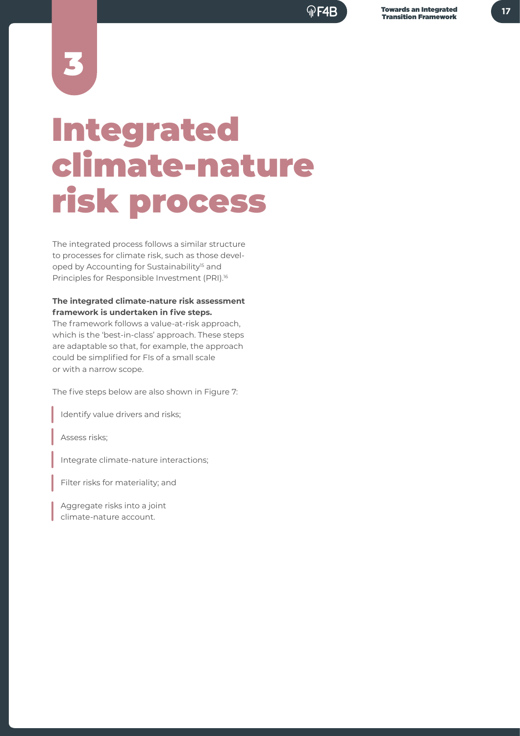# 3

# Integrated climate-nature risk process

The integrated process follows a similar structure to processes for climate risk, such as those developed by Accounting for Sustainability[15] and Principles for Responsible Investment (PRI).[16]

**The integrated climate-nature risk assessment framework is undertaken in five steps.** The framework follows a value-at-risk approach, which is the 'best-in-class' approach. These steps are adaptable so that, for example, the approach could be simplified for FIs of a small scale or with a narrow scope.

The five steps below are also shown in Figure 7:

- Identify value drivers and risks;
- Assess risks;
- Integrate climate-nature interactions;
- Filter risks for materiality; and
- Aggregate risks into a joint climate-nature account.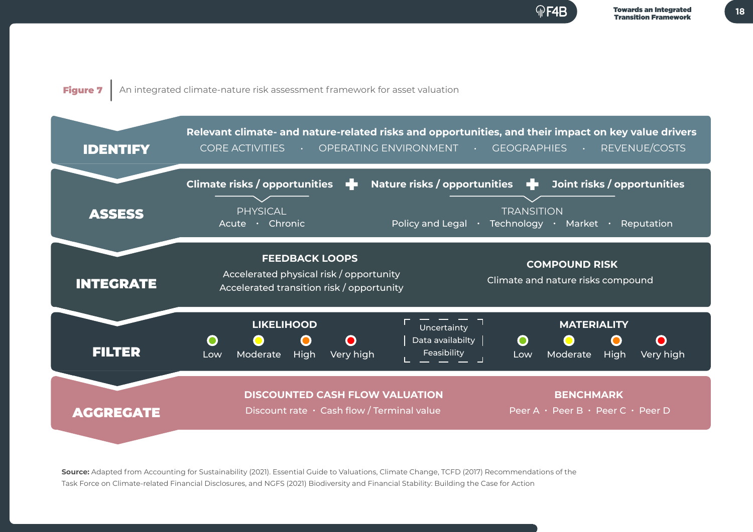**Figure 7** An integrated climate-nature risk assessment framework for asset valuation

**IDENTIFY**

**Relevant climate- and nature-related risks and opportunities, and their impact on key value drivers**

CORE ACTIVITIES · OPERATING ENVIRONMENT · GEOGRAPHIES · REVENUE/COSTS

**ASSESS**

**Climate risks / opportunities** + **Nature risks / opportunities** + **Joint risks / opportunities**

PHYSICAL
Acute · Chronic

TRANSITION
Policy and Legal · Technology · Market · Reputation

**INTEGRATE**

**FEEDBACK LOOPS**
Accelerated physical risk / opportunity
Accelerated transition risk / opportunity

**COMPOUND RISK**
Climate and nature risks compound

**FILTER**

**LIKELIHOOD**
Low · Moderate · High · Very high

Uncertainty
Data availabilty
Feasibility

**MATERIALITY**
Low · Moderate · High · Very high

**AGGREGATE**

**DISCOUNTED CASH FLOW VALUATION**
Discount rate · Cash flow / Terminal value

**BENCHMARK**
Peer A · Peer B · Peer C · Peer D

**Source:** Adapted from Accounting for Sustainability (2021). Essential Guide to Valuations, Climate Change, TCFD (2017) Recommendations of the Task Force on Climate-related Financial Disclosures, and NGFS (2021) Biodiversity and Financial Stability: Building the Case for Action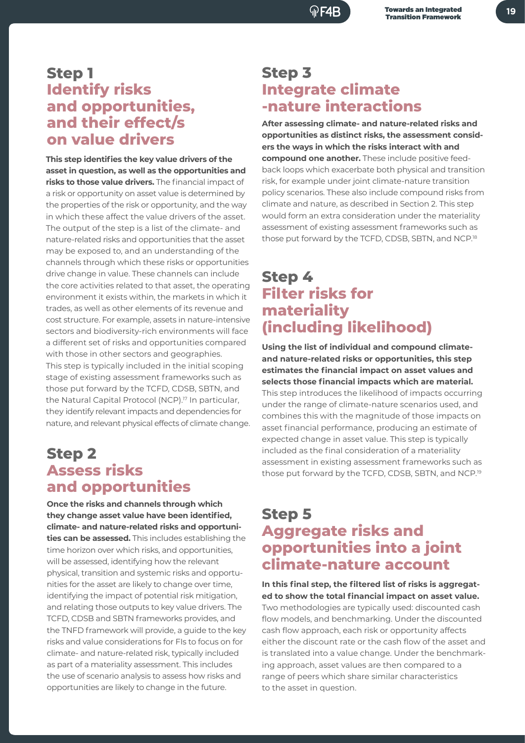## Step 1
## Identify risks and opportunities, and their effect/s on value drivers

**This step identifies the key value drivers of the asset in question, as well as the opportunities and risks to those value drivers.** The financial impact of a risk or opportunity on asset value is determined by the properties of the risk or opportunity, and the way in which these affect the value drivers of the asset. The output of the step is a list of the climate- and nature-related risks and opportunities that the asset may be exposed to, and an understanding of the channels through which these risks or opportunities drive change in value. These channels can include the core activities related to that asset, the operating environment it exists within, the markets in which it trades, as well as other elements of its revenue and cost structure. For example, assets in nature-intensive sectors and biodiversity-rich environments will face a different set of risks and opportunities compared with those in other sectors and geographies. This step is typically included in the initial scoping stage of existing assessment frameworks such as those put forward by the TCFD, CDSB, SBTN, and the Natural Capital Protocol (NCP).[17] In particular, they identify relevant impacts and dependencies for nature, and relevant physical effects of climate change.

## Step 2
## Assess risks and opportunities

**Once the risks and channels through which they change asset value have been identified, climate- and nature-related risks and opportunities can be assessed.** This includes establishing the time horizon over which risks, and opportunities, will be assessed, identifying how the relevant physical, transition and systemic risks and opportunities for the asset are likely to change over time, identifying the impact of potential risk mitigation, and relating those outputs to key value drivers. The TCFD, CDSB and SBTN frameworks provides, and the TNFD framework will provide, a guide to the key risks and value considerations for FIs to focus on for climate- and nature-related risk, typically included as part of a materiality assessment. This includes the use of scenario analysis to assess how risks and opportunities are likely to change in the future.

## Step 3
## Integrate climate -nature interactions

**After assessing climate- and nature-related risks and opportunities as distinct risks, the assessment considers the ways in which the risks interact with and compound one another.** These include positive feedback loops which exacerbate both physical and transition risk, for example under joint climate-nature transition policy scenarios. These also include compound risks from climate and nature, as described in Section 2. This step would form an extra consideration under the materiality assessment of existing assessment frameworks such as those put forward by the TCFD, CDSB, SBTN, and NCP.[18]

## Step 4
## Filter risks for materiality (including likelihood)

**Using the list of individual and compound climate- and nature-related risks or opportunities, this step estimates the financial impact on asset values and selects those financial impacts which are material.** This step introduces the likelihood of impacts occurring under the range of climate-nature scenarios used, and combines this with the magnitude of those impacts on asset financial performance, producing an estimate of expected change in asset value. This step is typically included as the final consideration of a materiality assessment in existing assessment frameworks such as those put forward by the TCFD, CDSB, SBTN, and NCP.[19]

## Step 5
## Aggregate risks and opportunities into a joint climate-nature account

**In this final step, the filtered list of risks is aggregated to show the total financial impact on asset value.** Two methodologies are typically used: discounted cash flow models, and benchmarking. Under the discounted cash flow approach, each risk or opportunity affects either the discount rate or the cash flow of the asset and is translated into a value change. Under the benchmarking approach, asset values are then compared to a range of peers which share similar characteristics to the asset in question.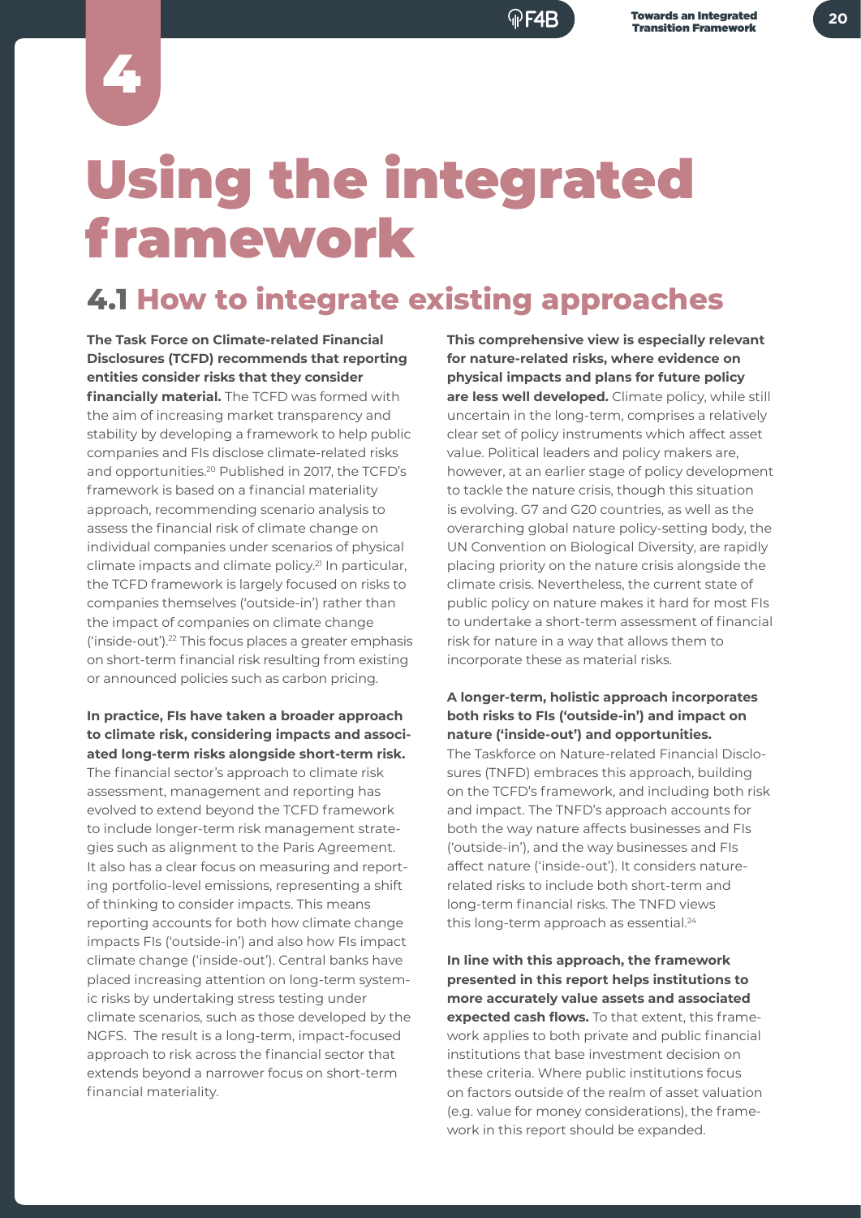# 4

# Using the integrated framework

## 4.1 How to integrate existing approaches

**The Task Force on Climate-related Financial Disclosures (TCFD) recommends that reporting entities consider risks that they consider financially material.** The TCFD was formed with the aim of increasing market transparency and stability by developing a framework to help public companies and FIs disclose climate-related risks and opportunities.[20] Published in 2017, the TCFD's framework is based on a financial materiality approach, recommending scenario analysis to assess the financial risk of climate change on individual companies under scenarios of physical climate impacts and climate policy.[21] In particular, the TCFD framework is largely focused on risks to companies themselves ('outside-in') rather than the impact of companies on climate change ('inside-out').[22] This focus places a greater emphasis on short-term financial risk resulting from existing or announced policies such as carbon pricing.

**In practice, FIs have taken a broader approach to climate risk, considering impacts and associated long-term risks alongside short-term risk.** The financial sector's approach to climate risk assessment, management and reporting has evolved to extend beyond the TCFD framework to include longer-term risk management strategies such as alignment to the Paris Agreement. It also has a clear focus on measuring and reporting portfolio-level emissions, representing a shift of thinking to consider impacts. This means reporting accounts for both how climate change impacts FIs ('outside-in') and also how FIs impact climate change ('inside-out'). Central banks have placed increasing attention on long-term systemic risks by undertaking stress testing under climate scenarios, such as those developed by the NGFS. The result is a long-term, impact-focused approach to risk across the financial sector that extends beyond a narrower focus on short-term financial materiality.

**This comprehensive view is especially relevant for nature-related risks, where evidence on physical impacts and plans for future policy are less well developed.** Climate policy, while still uncertain in the long-term, comprises a relatively clear set of policy instruments which affect asset value. Political leaders and policy makers are, however, at an earlier stage of policy development to tackle the nature crisis, though this situation is evolving. G7 and G20 countries, as well as the overarching global nature policy-setting body, the UN Convention on Biological Diversity, are rapidly placing priority on the nature crisis alongside the climate crisis. Nevertheless, the current state of public policy on nature makes it hard for most FIs to undertake a short-term assessment of financial risk for nature in a way that allows them to incorporate these as material risks.

**A longer-term, holistic approach incorporates both risks to FIs ('outside-in') and impact on nature ('inside-out') and opportunities.** The Taskforce on Nature-related Financial Disclosures (TNFD) embraces this approach, building on the TCFD's framework, and including both risk and impact. The TNFD's approach accounts for both the way nature affects businesses and FIs ('outside-in'), and the way businesses and FIs affect nature ('inside-out'). It considers nature-related risks to include both short-term and long-term financial risks. The TNFD views this long-term approach as essential.[24]

**In line with this approach, the framework presented in this report helps institutions to more accurately value assets and associated expected cash flows.** To that extent, this framework applies to both private and public financial institutions that base investment decision on these criteria. Where public institutions focus on factors outside of the realm of asset valuation (e.g. value for money considerations), the framework in this report should be expanded.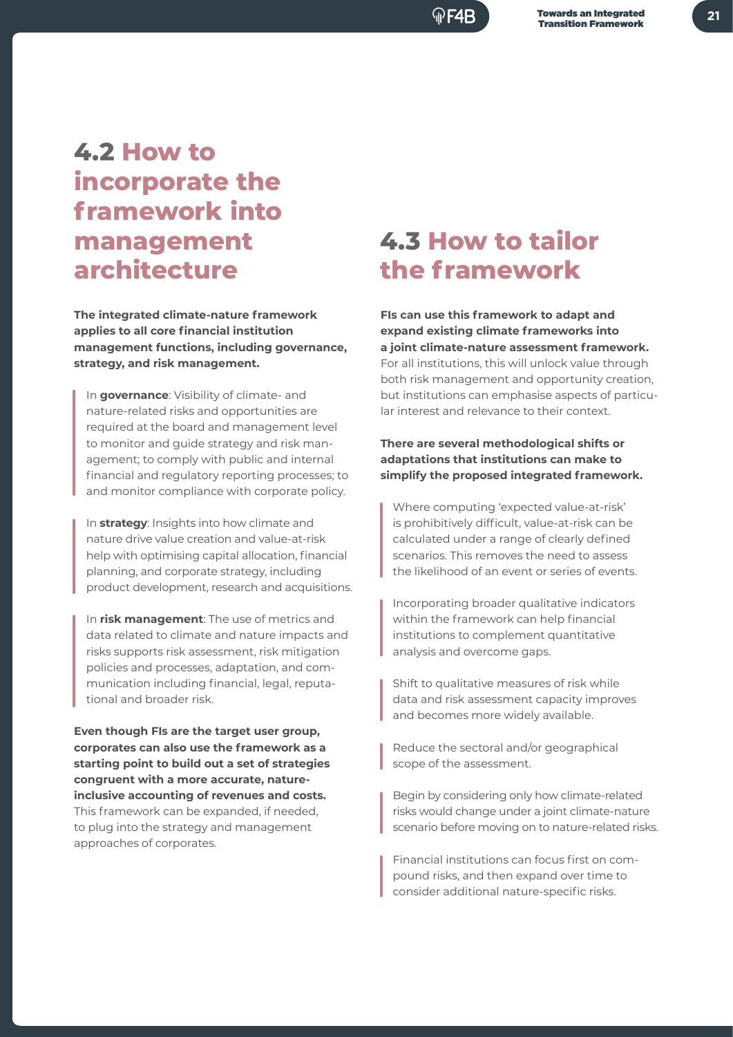## 4.2 How to incorporate the framework into management architecture

**The integrated climate-nature framework applies to all core financial institution management functions, including governance, strategy, and risk management.**

In **governance**: Visibility of climate- and nature-related risks and opportunities are required at the board and management level to monitor and guide strategy and risk management; to comply with public and internal financial and regulatory reporting processes; to and monitor compliance with corporate policy.

In **strategy**: Insights into how climate and nature drive value creation and value-at-risk help with optimising capital allocation, financial planning, and corporate strategy, including product development, research and acquisitions.

In **risk management**: The use of metrics and data related to climate and nature impacts and risks supports risk assessment, risk mitigation policies and processes, adaptation, and communication including financial, legal, reputational and broader risk.

**Even though FIs are the target user group, corporates can also use the framework as a starting point to build out a set of strategies congruent with a more accurate, nature-inclusive accounting of revenues and costs.** This framework can be expanded, if needed, to plug into the strategy and management approaches of corporates.

## 4.3 How to tailor the framework

**FIs can use this framework to adapt and expand existing climate frameworks into a joint climate-nature assessment framework.** For all institutions, this will unlock value through both risk management and opportunity creation, but institutions can emphasise aspects of particular interest and relevance to their context.

**There are several methodological shifts or adaptations that institutions can make to simplify the proposed integrated framework.**

Where computing 'expected value-at-risk' is prohibitively difficult, value-at-risk can be calculated under a range of clearly defined scenarios. This removes the need to assess the likelihood of an event or series of events.

Incorporating broader qualitative indicators within the framework can help financial institutions to complement quantitative analysis and overcome gaps.

Shift to qualitative measures of risk while data and risk assessment capacity improves and becomes more widely available.

Reduce the sectoral and/or geographical scope of the assessment.

Begin by considering only how climate-related risks would change under a joint climate-nature scenario before moving on to nature-related risks.

Financial institutions can focus first on compound risks, and then expand over time to consider additional nature-specific risks.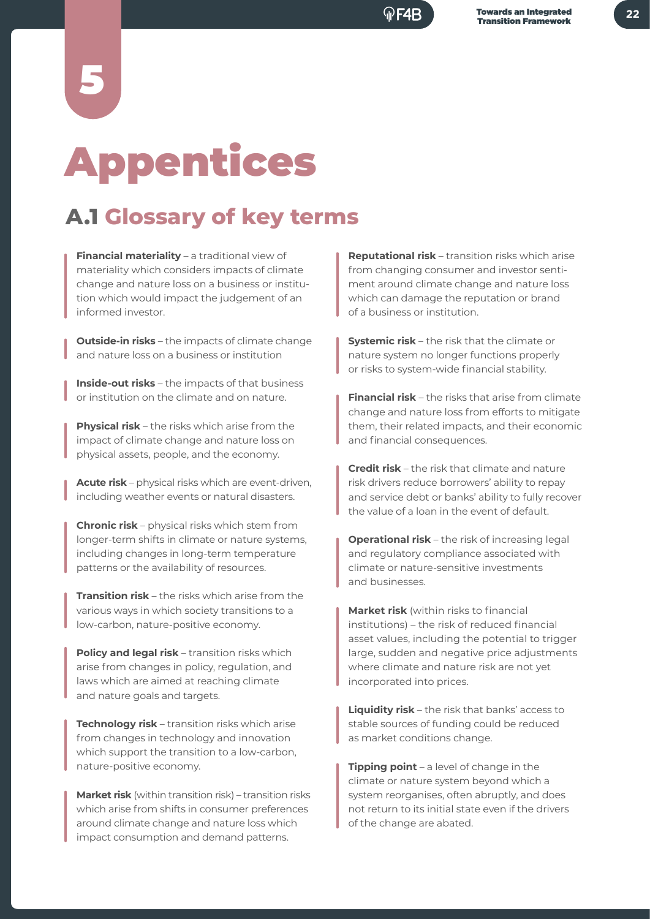# 5

# Appentices

## A.1 Glossary of key terms

**Financial materiality** – a traditional view of materiality which considers impacts of climate change and nature loss on a business or institution which would impact the judgement of an informed investor.

**Outside-in risks** – the impacts of climate change and nature loss on a business or institution

**Inside-out risks** – the impacts of that business or institution on the climate and on nature.

**Physical risk** – the risks which arise from the impact of climate change and nature loss on physical assets, people, and the economy.

**Acute risk** – physical risks which are event-driven, including weather events or natural disasters.

**Chronic risk** – physical risks which stem from longer-term shifts in climate or nature systems, including changes in long-term temperature patterns or the availability of resources.

**Transition risk** – the risks which arise from the various ways in which society transitions to a low-carbon, nature-positive economy.

**Policy and legal risk** – transition risks which arise from changes in policy, regulation, and laws which are aimed at reaching climate and nature goals and targets.

**Technology risk** – transition risks which arise from changes in technology and innovation which support the transition to a low-carbon, nature-positive economy.

**Market risk** (within transition risk) – transition risks which arise from shifts in consumer preferences around climate change and nature loss which impact consumption and demand patterns.

**Reputational risk** – transition risks which arise from changing consumer and investor sentiment around climate change and nature loss which can damage the reputation or brand of a business or institution.

**Systemic risk** – the risk that the climate or nature system no longer functions properly or risks to system-wide financial stability.

**Financial risk** – the risks that arise from climate change and nature loss from efforts to mitigate them, their related impacts, and their economic and financial consequences.

**Credit risk** – the risk that climate and nature risk drivers reduce borrowers' ability to repay and service debt or banks' ability to fully recover the value of a loan in the event of default.

**Operational risk** – the risk of increasing legal and regulatory compliance associated with climate or nature-sensitive investments and businesses.

**Market risk** (within risks to financial institutions) – the risk of reduced financial asset values, including the potential to trigger large, sudden and negative price adjustments where climate and nature risk are not yet incorporated into prices.

**Liquidity risk** – the risk that banks' access to stable sources of funding could be reduced as market conditions change.

**Tipping point** – a level of change in the climate or nature system beyond which a system reorganises, often abruptly, and does not return to its initial state even if the drivers of the change are abated.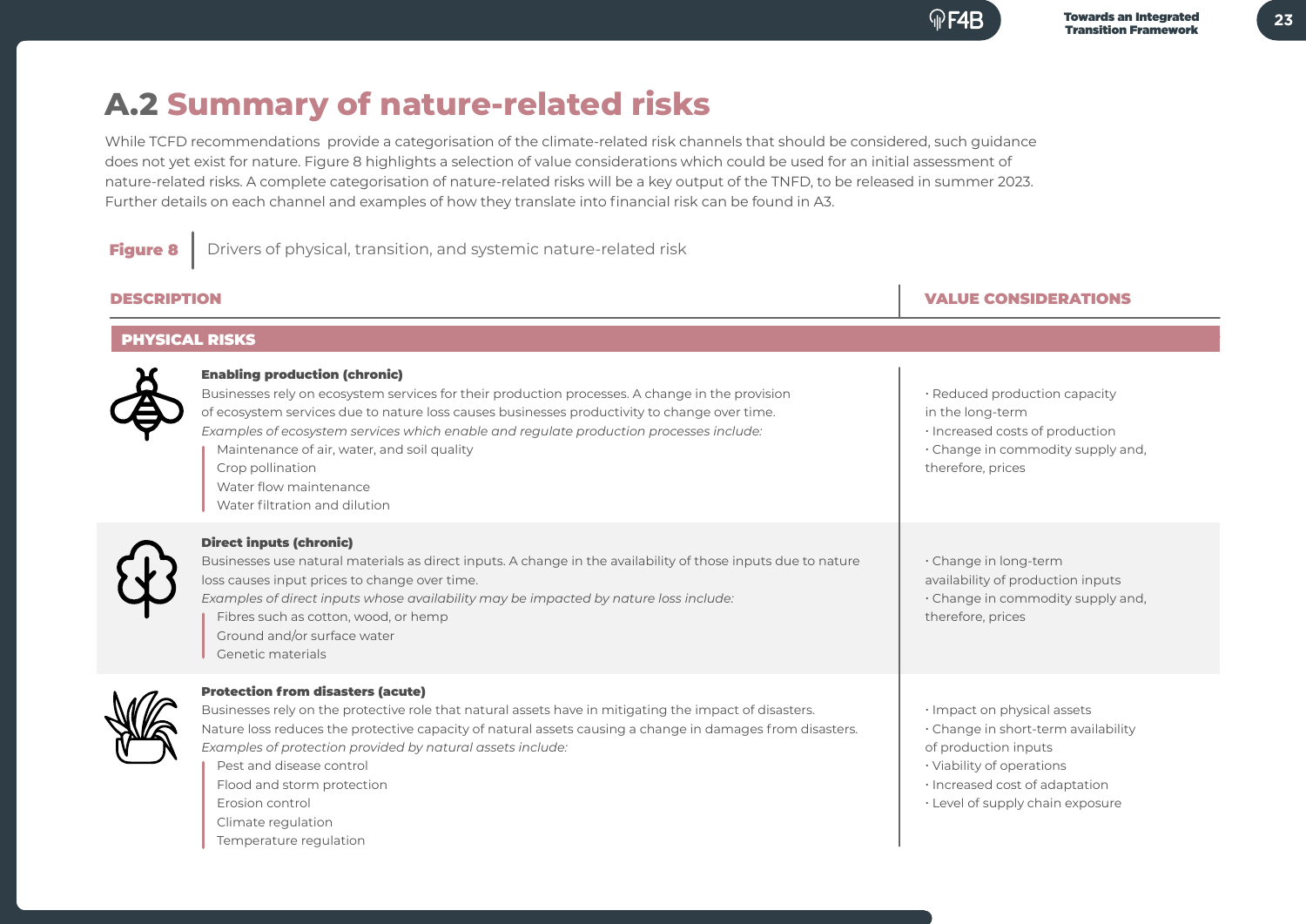## A.2 Summary of nature-related risks

While TCFD recommendations provide a categorisation of the climate-related risk channels that should be considered, such guidance does not yet exist for nature. Figure 8 highlights a selection of value considerations which could be used for an initial assessment of nature-related risks. A complete categorisation of nature-related risks will be a key output of the TNFD, to be released in summer 2023. Further details on each channel and examples of how they translate into financial risk can be found in A3.

**Figure 8** | Drivers of physical, transition, and systemic nature-related risk

| DESCRIPTION | VALUE CONSIDERATIONS |
|---|---|
| **PHYSICAL RISKS** | |
| **Enabling production (chronic)**<br>Businesses rely on ecosystem services for their production processes. A change in the provision of ecosystem services due to nature loss causes businesses productivity to change over time.<br>*Examples of ecosystem services which enable and regulate production processes include:*<br>Maintenance of air, water, and soil quality<br>Crop pollination<br>Water flow maintenance<br>Water filtration and dilution | · Reduced production capacity in the long-term<br>· Increased costs of production<br>· Change in commodity supply and, therefore, prices |
| **Direct inputs (chronic)**<br>Businesses use natural materials as direct inputs. A change in the availability of those inputs due to nature loss causes input prices to change over time.<br>*Examples of direct inputs whose availability may be impacted by nature loss include:*<br>Fibres such as cotton, wood, or hemp<br>Ground and/or surface water<br>Genetic materials | · Change in long-term availability of production inputs<br>· Change in commodity supply and, therefore, prices |
| **Protection from disasters (acute)**<br>Businesses rely on the protective role that natural assets have in mitigating the impact of disasters. Nature loss reduces the protective capacity of natural assets causing a change in damages from disasters.<br>*Examples of protection provided by natural assets include:*<br>Pest and disease control<br>Flood and storm protection<br>Erosion control<br>Climate regulation<br>Temperature regulation | · Impact on physical assets<br>· Change in short-term availability of production inputs<br>· Viability of operations<br>· Increased cost of adaptation<br>· Level of supply chain exposure |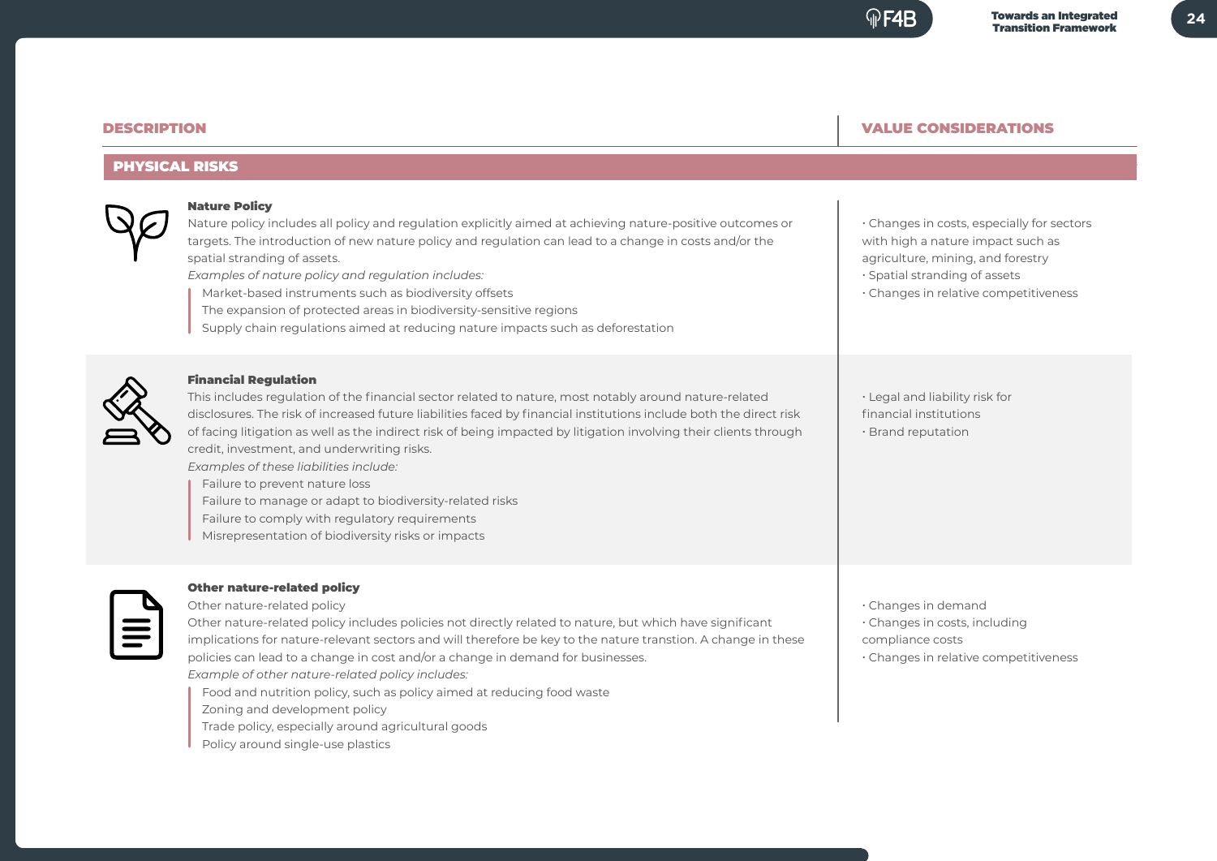| DESCRIPTION | VALUE CONSIDERATIONS |
|---|---|
| **PHYSICAL RISKS** | |
| **Nature Policy**<br>Nature policy includes all policy and regulation explicitly aimed at achieving nature-positive outcomes or targets. The introduction of new nature policy and regulation can lead to a change in costs and/or the spatial stranding of assets.<br>*Examples of nature policy and regulation includes:*<br>Market-based instruments such as biodiversity offsets<br>The expansion of protected areas in biodiversity-sensitive regions<br>Supply chain regulations aimed at reducing nature impacts such as deforestation | · Changes in costs, especially for sectors with high a nature impact such as agriculture, mining, and forestry<br>· Spatial stranding of assets<br>· Changes in relative competitiveness |
| **Financial Regulation**<br>This includes regulation of the financial sector related to nature, most notably around nature-related disclosures. The risk of increased future liabilities faced by financial institutions include both the direct risk of facing litigation as well as the indirect risk of being impacted by litigation involving their clients through credit, investment, and underwriting risks.<br>*Examples of these liabilities include:*<br>Failure to prevent nature loss<br>Failure to manage or adapt to biodiversity-related risks<br>Failure to comply with regulatory requirements<br>Misrepresentation of biodiversity risks or impacts | · Legal and liability risk for financial institutions<br>· Brand reputation |
| **Other nature-related policy**<br>Other nature-related policy<br>Other nature-related policy includes policies not directly related to nature, but which have significant implications for nature-relevant sectors and will therefore be key to the nature transtion. A change in these policies can lead to a change in cost and/or a change in demand for businesses.<br>*Example of other nature-related policy includes:*<br>Food and nutrition policy, such as policy aimed at reducing food waste<br>Zoning and development policy<br>Trade policy, especially around agricultural goods<br>Policy around single-use plastics | · Changes in demand<br>· Changes in costs, including compliance costs<br>· Changes in relative competitiveness |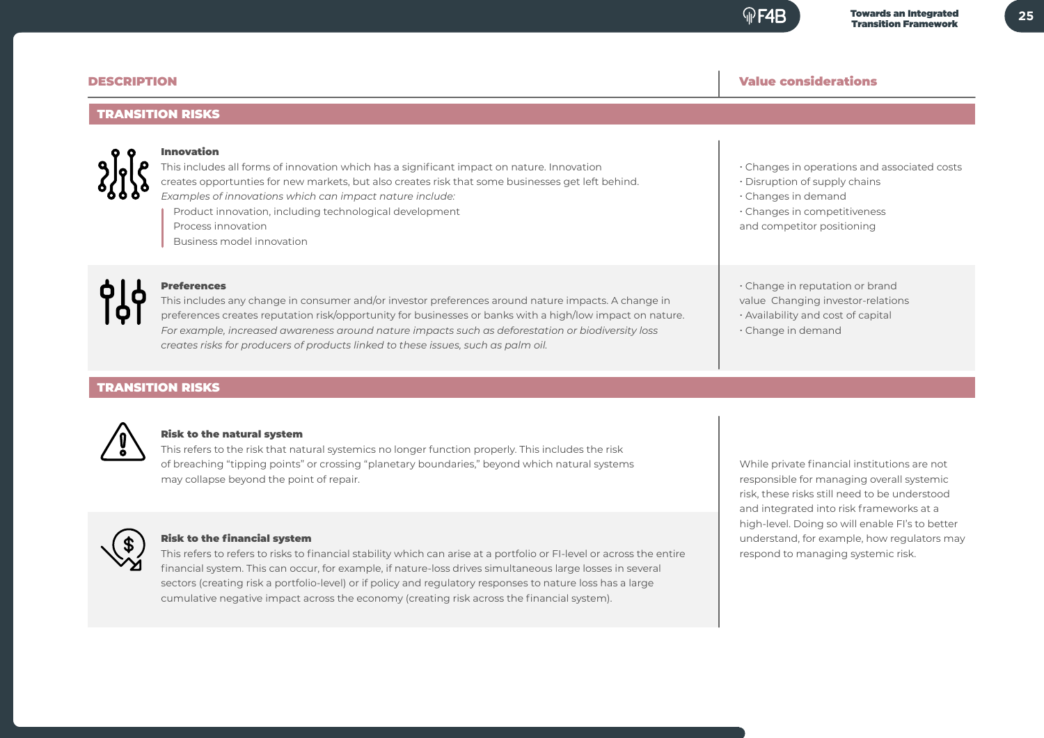| DESCRIPTION | Value considerations |
|---|---|
| **TRANSITION RISKS** | |
| **Innovation**<br>This includes all forms of innovation which has a significant impact on nature. Innovation creates opportunties for new markets, but also creates risk that some businesses get left behind.<br>*Examples of innovations which can impact nature include:*<br>Product innovation, including technological development<br>Process innovation<br>Business model innovation | · Changes in operations and associated costs<br>· Disruption of supply chains<br>· Changes in demand<br>· Changes in competitiveness and competitor positioning |
| **Preferences**<br>This includes any change in consumer and/or investor preferences around nature impacts. A change in preferences creates reputation risk/opportunity for businesses or banks with a high/low impact on nature.<br>*For example, increased awareness around nature impacts such as deforestation or biodiversity loss creates risks for producers of products linked to these issues, such as palm oil.* | · Change in reputation or brand value  Changing investor-relations<br>· Availability and cost of capital<br>· Change in demand |
| **TRANSITION RISKS** | |
| **Risk to the natural system**<br>This refers to the risk that natural systemics no longer function properly. This includes the risk of breaching "tipping points" or crossing "planetary boundaries," beyond which natural systems may collapse beyond the point of repair. | While private financial institutions are not responsible for managing overall systemic risk, these risks still need to be understood and integrated into risk frameworks at a high-level. Doing so will enable FI's to better understand, for example, how regulators may respond to managing systemic risk. |
| **Risk to the financial system**<br>This refers to refers to risks to financial stability which can arise at a portfolio or FI-level or across the entire financial system. This can occur, for example, if nature-loss drives simultaneous large losses in several sectors (creating risk a portfolio-level) or if policy and regulatory responses to nature loss has a large cumulative negative impact across the economy (creating risk across the financial system). | |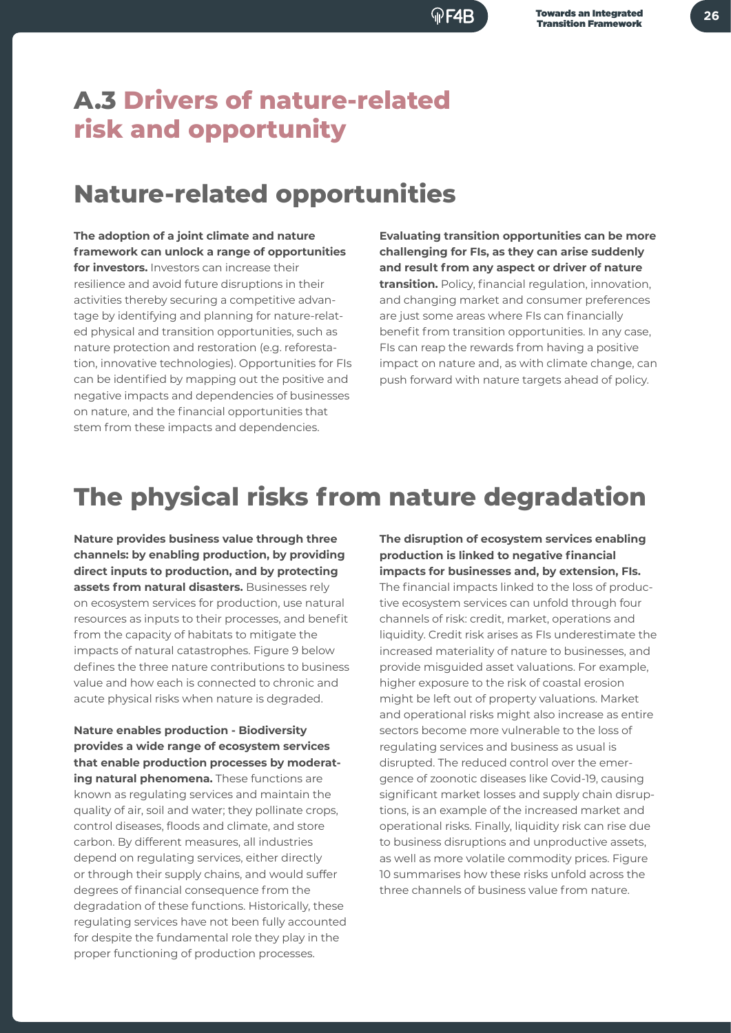# A.3 Drivers of nature-related risk and opportunity

## Nature-related opportunities

**The adoption of a joint climate and nature framework can unlock a range of opportunities for investors.** Investors can increase their resilience and avoid future disruptions in their activities thereby securing a competitive advantage by identifying and planning for nature-related physical and transition opportunities, such as nature protection and restoration (e.g. reforestation, innovative technologies). Opportunities for FIs can be identified by mapping out the positive and negative impacts and dependencies of businesses on nature, and the financial opportunities that stem from these impacts and dependencies.

**Evaluating transition opportunities can be more challenging for FIs, as they can arise suddenly and result from any aspect or driver of nature transition.** Policy, financial regulation, innovation, and changing market and consumer preferences are just some areas where FIs can financially benefit from transition opportunities. In any case, FIs can reap the rewards from having a positive impact on nature and, as with climate change, can push forward with nature targets ahead of policy.

## The physical risks from nature degradation

**Nature provides business value through three channels: by enabling production, by providing direct inputs to production, and by protecting assets from natural disasters.** Businesses rely on ecosystem services for production, use natural resources as inputs to their processes, and benefit from the capacity of habitats to mitigate the impacts of natural catastrophes. Figure 9 below defines the three nature contributions to business value and how each is connected to chronic and acute physical risks when nature is degraded.

**Nature enables production - Biodiversity provides a wide range of ecosystem services that enable production processes by moderating natural phenomena.** These functions are known as regulating services and maintain the quality of air, soil and water; they pollinate crops, control diseases, floods and climate, and store carbon. By different measures, all industries depend on regulating services, either directly or through their supply chains, and would suffer degrees of financial consequence from the degradation of these functions. Historically, these regulating services have not been fully accounted for despite the fundamental role they play in the proper functioning of production processes.

**The disruption of ecosystem services enabling production is linked to negative financial impacts for businesses and, by extension, FIs.** The financial impacts linked to the loss of productive ecosystem services can unfold through four channels of risk: credit, market, operations and liquidity. Credit risk arises as FIs underestimate the increased materiality of nature to businesses, and provide misguided asset valuations. For example, higher exposure to the risk of coastal erosion might be left out of property valuations. Market and operational risks might also increase as entire sectors become more vulnerable to the loss of regulating services and business as usual is disrupted. The reduced control over the emergence of zoonotic diseases like Covid-19, causing significant market losses and supply chain disruptions, is an example of the increased market and operational risks. Finally, liquidity risk can rise due to business disruptions and unproductive assets, as well as more volatile commodity prices. Figure 10 summarises how these risks unfold across the three channels of business value from nature.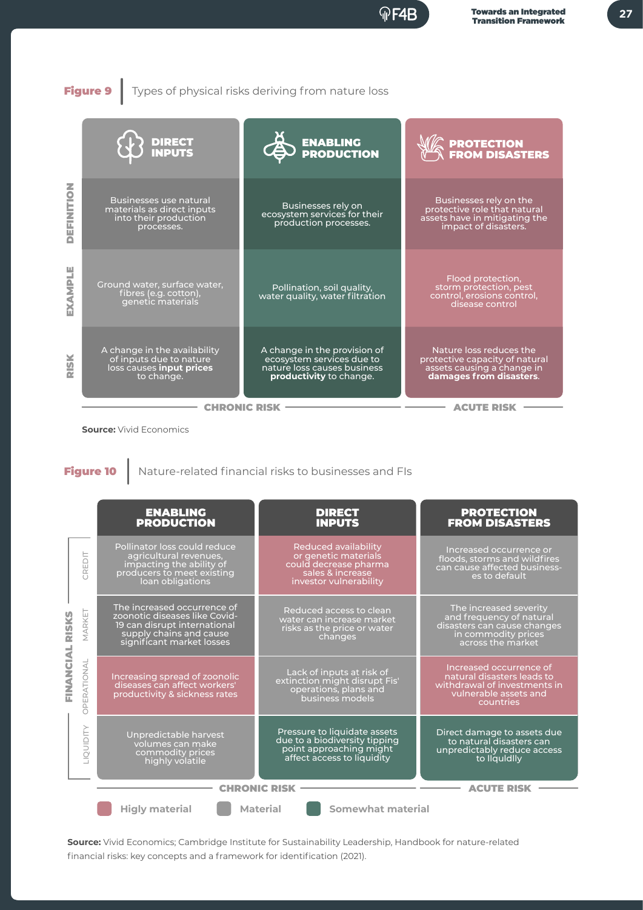**Figure 9** | Types of physical risks deriving from nature loss

| | DIRECT INPUTS | ENABLING PRODUCTION | PROTECTION FROM DISASTERS |
|---|---|---|---|
| DEFINITION | Businesses use natural materials as direct inputs into their production processes. | Businesses rely on ecosystem services for their production processes. | Businesses rely on the protective role that natural assets have in mitigating the impact of disasters. |
| EXAMPLE | Ground water, surface water, fibres (e.g. cotton), genetic materials | Pollination, soil quality, water quality, water filtration | Flood protection, storm protection, pest control, erosions control, disease control |
| RISK | A change in the availability of inputs due to nature loss causes **input prices** to change. | A change in the provision of ecosystem services due to nature loss causes business **productivity** to change. | Nature loss reduces the protective capacity of natural assets causing a change in **damages from disasters**. |
| | CHRONIC RISK | CHRONIC RISK | ACUTE RISK |

**Source:** Vivid Economics

**Figure 10** | Nature-related financial risks to businesses and FIs

| FINANCIAL RISKS | ENABLING PRODUCTION | DIRECT INPUTS | PROTECTION FROM DISASTERS |
|---|---|---|---|
| CREDIT | Pollinator loss could reduce agricultural revenues, impacting the ability of producers to meet existing loan obligations (Material) | Reduced availability or genetic materials could decrease pharma sales & increase investor vulnerability (Higly material) | Increased occurrence or floods, storms and wildfires can cause affected business-es to default (Material) |
| MARKET | The increased occurrence of zoonotic diseases like Covid-19 can disrupt international supply chains and cause significant market losses (Material) | Reduced access to clean water can increase market risks as the price or water changes (Material) | The increased severity and frequency of natural disasters can cause changes in commodity prices across the market (Material) |
| OPERATIONAL | Increasing spread of zoonolic diseases can affect workers' productivity & sickness rates (Higly material) | Lack of inputs at risk of extinction might disrupt Fis' operations, plans and business models (Material) | Increased occurrence of natural disasters leads to withdrawal of investments in vulnerable assets and countries (Higly material) |
| LIQUIDITY | Unpredictable harvest volumes can make commodity prices highly volatile (Material) | Pressure to liquidate assets due to a biodiversity tipping point approaching might affect access to liquidity (Somewhat material) | Direct damage to assets due to natural disasters can unpredictably reduce access to llquidlly (Somewhat material) |
| | CHRONIC RISK | CHRONIC RISK | ACUTE RISK |

Higly material | Material | Somewhat material

**Source:** Vivid Economics; Cambridge Institute for Sustainability Leadership, Handbook for nature-related financial risks: key concepts and a framework for identification (2021).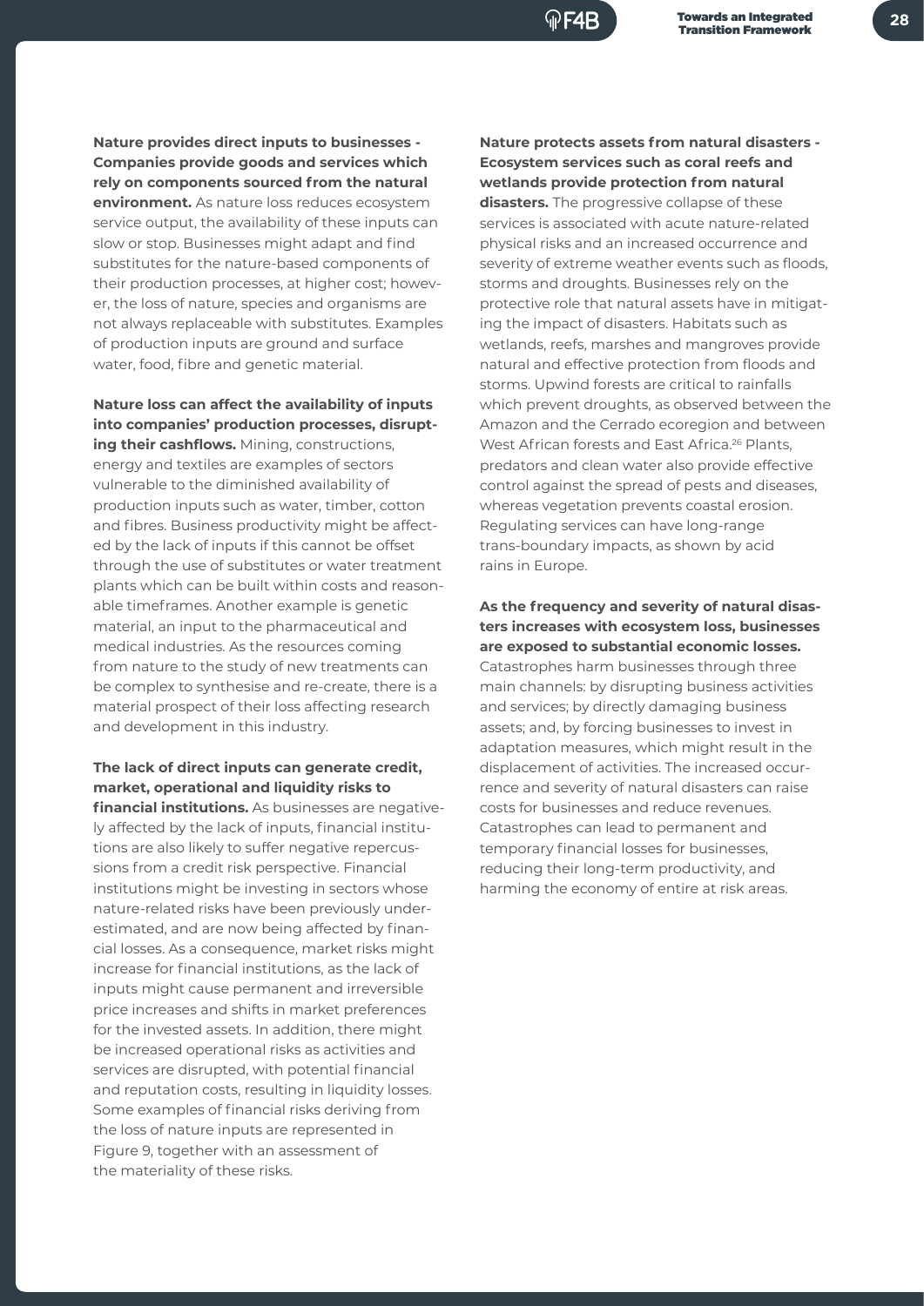**Nature provides direct inputs to businesses - Companies provide goods and services which rely on components sourced from the natural environment.** As nature loss reduces ecosystem service output, the availability of these inputs can slow or stop. Businesses might adapt and find substitutes for the nature-based components of their production processes, at higher cost; however, the loss of nature, species and organisms are not always replaceable with substitutes. Examples of production inputs are ground and surface water, food, fibre and genetic material.

**Nature loss can affect the availability of inputs into companies' production processes, disrupting their cashflows.** Mining, constructions, energy and textiles are examples of sectors vulnerable to the diminished availability of production inputs such as water, timber, cotton and fibres. Business productivity might be affected by the lack of inputs if this cannot be offset through the use of substitutes or water treatment plants which can be built within costs and reasonable timeframes. Another example is genetic material, an input to the pharmaceutical and medical industries. As the resources coming from nature to the study of new treatments can be complex to synthesise and re-create, there is a material prospect of their loss affecting research and development in this industry.

**The lack of direct inputs can generate credit, market, operational and liquidity risks to financial institutions.** As businesses are negatively affected by the lack of inputs, financial institutions are also likely to suffer negative repercussions from a credit risk perspective. Financial institutions might be investing in sectors whose nature-related risks have been previously underestimated, and are now being affected by financial losses. As a consequence, market risks might increase for financial institutions, as the lack of inputs might cause permanent and irreversible price increases and shifts in market preferences for the invested assets. In addition, there might be increased operational risks as activities and services are disrupted, with potential financial and reputation costs, resulting in liquidity losses. Some examples of financial risks deriving from the loss of nature inputs are represented in Figure 9, together with an assessment of the materiality of these risks.

**Nature protects assets from natural disasters - Ecosystem services such as coral reefs and wetlands provide protection from natural disasters.** The progressive collapse of these services is associated with acute nature-related physical risks and an increased occurrence and severity of extreme weather events such as floods, storms and droughts. Businesses rely on the protective role that natural assets have in mitigating the impact of disasters. Habitats such as wetlands, reefs, marshes and mangroves provide natural and effective protection from floods and storms. Upwind forests are critical to rainfalls which prevent droughts, as observed between the Amazon and the Cerrado ecoregion and between West African forests and East Africa.[26] Plants, predators and clean water also provide effective control against the spread of pests and diseases, whereas vegetation prevents coastal erosion. Regulating services can have long-range trans-boundary impacts, as shown by acid rains in Europe.

**As the frequency and severity of natural disasters increases with ecosystem loss, businesses are exposed to substantial economic losses.** Catastrophes harm businesses through three main channels: by disrupting business activities and services; by directly damaging business assets; and, by forcing businesses to invest in adaptation measures, which might result in the displacement of activities. The increased occurrence and severity of natural disasters can raise costs for businesses and reduce revenues. Catastrophes can lead to permanent and temporary financial losses for businesses, reducing their long-term productivity, and harming the economy of entire at risk areas.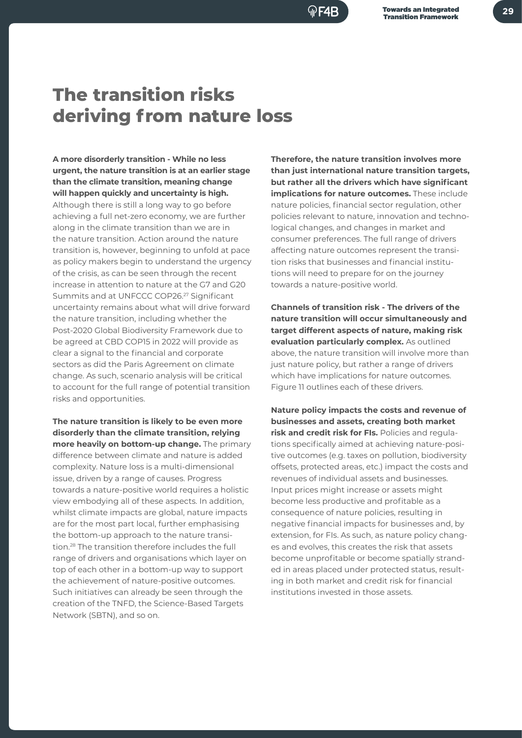# The transition risks deriving from nature loss

**A more disorderly transition - While no less urgent, the nature transition is at an earlier stage than the climate transition, meaning change will happen quickly and uncertainty is high.** Although there is still a long way to go before achieving a full net-zero economy, we are further along in the climate transition than we are in the nature transition. Action around the nature transition is, however, beginning to unfold at pace as policy makers begin to understand the urgency of the crisis, as can be seen through the recent increase in attention to nature at the G7 and G20 Summits and at UNFCCC COP26.[27] Significant uncertainty remains about what will drive forward the nature transition, including whether the Post-2020 Global Biodiversity Framework due to be agreed at CBD COP15 in 2022 will provide as clear a signal to the financial and corporate sectors as did the Paris Agreement on climate change. As such, scenario analysis will be critical to account for the full range of potential transition risks and opportunities.

**The nature transition is likely to be even more disorderly than the climate transition, relying more heavily on bottom-up change.** The primary difference between climate and nature is added complexity. Nature loss is a multi-dimensional issue, driven by a range of causes. Progress towards a nature-positive world requires a holistic view embodying all of these aspects. In addition, whilst climate impacts are global, nature impacts are for the most part local, further emphasising the bottom-up approach to the nature transition.[28] The transition therefore includes the full range of drivers and organisations which layer on top of each other in a bottom-up way to support the achievement of nature-positive outcomes. Such initiatives can already be seen through the creation of the TNFD, the Science-Based Targets Network (SBTN), and so on.

**Therefore, the nature transition involves more than just international nature transition targets, but rather all the drivers which have significant implications for nature outcomes.** These include nature policies, financial sector regulation, other policies relevant to nature, innovation and technological changes, and changes in market and consumer preferences. The full range of drivers affecting nature outcomes represent the transition risks that businesses and financial institutions will need to prepare for on the journey towards a nature-positive world.

**Channels of transition risk - The drivers of the nature transition will occur simultaneously and target different aspects of nature, making risk evaluation particularly complex.** As outlined above, the nature transition will involve more than just nature policy, but rather a range of drivers which have implications for nature outcomes. Figure 11 outlines each of these drivers.

**Nature policy impacts the costs and revenue of businesses and assets, creating both market risk and credit risk for FIs.** Policies and regulations specifically aimed at achieving nature-positive outcomes (e.g. taxes on pollution, biodiversity offsets, protected areas, etc.) impact the costs and revenues of individual assets and businesses. Input prices might increase or assets might become less productive and profitable as a consequence of nature policies, resulting in negative financial impacts for businesses and, by extension, for FIs. As such, as nature policy changes and evolves, this creates the risk that assets become unprofitable or become spatially stranded in areas placed under protected status, resulting in both market and credit risk for financial institutions invested in those assets.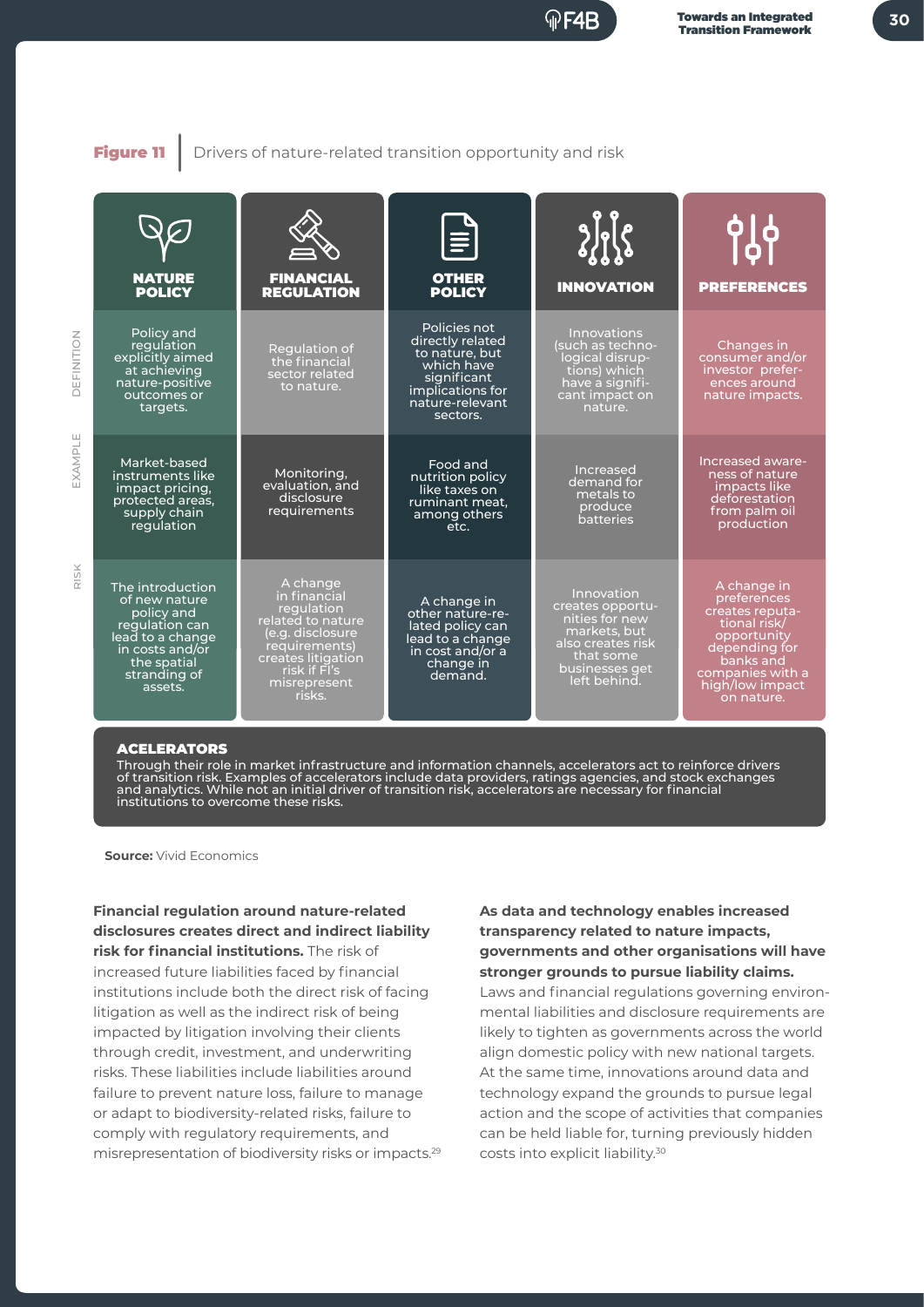**Figure 11** | Drivers of nature-related transition opportunity and risk

| | NATURE POLICY | FINANCIAL REGULATION | OTHER POLICY | INNOVATION | PREFERENCES |
|---|---|---|---|---|---|
| DEFINITION | Policy and regulation explicitly aimed at achieving nature-positive outcomes or targets. | Regulation of the financial sector related to nature. | Policies not directly related to nature, but which have significant implications for nature-relevant sectors. | Innovations (such as techno-logical disrup-tions) which have a signifi-cant impact on nature. | Changes in consumer and/or investor prefer-ences around nature impacts. |
| EXAMPLE | Market-based instruments like impact pricing, protected areas, supply chain regulation | Monitoring, evaluation, and disclosure requirements | Food and nutrition policy like taxes on ruminant meat, among others etc. | Increased demand for metals to produce batteries | Increased aware-ness of nature impacts like deforestation from palm oil production |
| RISK | The introduction of new nature policy and regulation can lead to a change in costs and/or the spatial stranding of assets. | A change in financial regulation related to nature (e.g. disclosure requirements) creates litigation risk if FI's misrepresent risks. | A change in other nature-re-lated policy can lead to a change in cost and/or a change in demand. | Innovation creates opportu-nities for new markets, but also creates risk that some businesses get left behind. | A change in preferences creates reputa-tional risk/ opportunity depending for banks and companies with a high/low impact on nature. |

**ACELERATORS**
Through their role in market infrastructure and information channels, accelerators act to reinforce drivers of transition risk. Examples of accelerators include data providers, ratings agencies, and stock exchanges and analytics. While not an initial driver of transition risk, accelerators are necessary for financial institutions to overcome these risks.

**Source:** Vivid Economics

**Financial regulation around nature-related disclosures creates direct and indirect liability risk for financial institutions.** The risk of increased future liabilities faced by financial institutions include both the direct risk of facing litigation as well as the indirect risk of being impacted by litigation involving their clients through credit, investment, and underwriting risks. These liabilities include liabilities around failure to prevent nature loss, failure to manage or adapt to biodiversity-related risks, failure to comply with regulatory requirements, and misrepresentation of biodiversity risks or impacts.[29]

**As data and technology enables increased transparency related to nature impacts, governments and other organisations will have stronger grounds to pursue liability claims.** Laws and financial regulations governing environmental liabilities and disclosure requirements are likely to tighten as governments across the world align domestic policy with new national targets. At the same time, innovations around data and technology expand the grounds to pursue legal action and the scope of activities that companies can be held liable for, turning previously hidden costs into explicit liability.[30]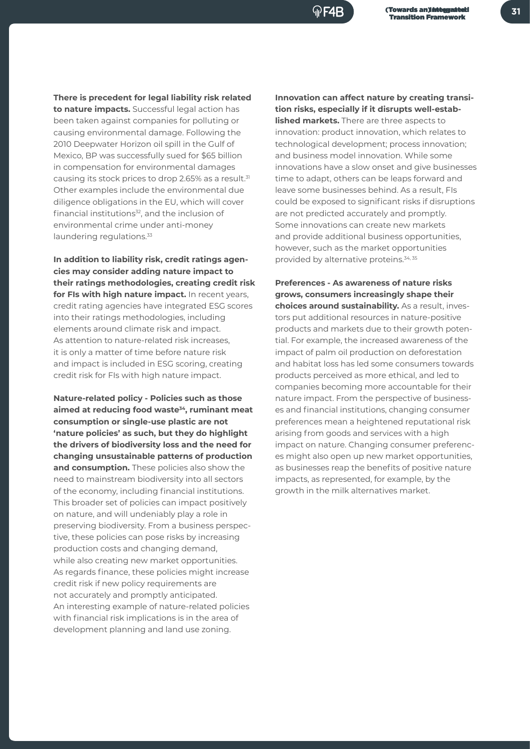**There is precedent for legal liability risk related to nature impacts.** Successful legal action has been taken against companies for polluting or causing environmental damage. Following the 2010 Deepwater Horizon oil spill in the Gulf of Mexico, BP was successfully sued for $65 billion in compensation for environmental damages causing its stock prices to drop 2.65% as a result.[31] Other examples include the environmental due diligence obligations in the EU, which will cover financial institutions[32], and the inclusion of environmental crime under anti-money laundering regulations.[33]

**In addition to liability risk, credit ratings agencies may consider adding nature impact to their ratings methodologies, creating credit risk for FIs with high nature impact.** In recent years, credit rating agencies have integrated ESG scores into their ratings methodologies, including elements around climate risk and impact. As attention to nature-related risk increases, it is only a matter of time before nature risk and impact is included in ESG scoring, creating credit risk for FIs with high nature impact.

**Nature-related policy - Policies such as those aimed at reducing food waste[34], ruminant meat consumption or single-use plastic are not 'nature policies' as such, but they do highlight the drivers of biodiversity loss and the need for changing unsustainable patterns of production and consumption.** These policies also show the need to mainstream biodiversity into all sectors of the economy, including financial institutions. This broader set of policies can impact positively on nature, and will undeniably play a role in preserving biodiversity. From a business perspective, these policies can pose risks by increasing production costs and changing demand, while also creating new market opportunities. As regards finance, these policies might increase credit risk if new policy requirements are not accurately and promptly anticipated. An interesting example of nature-related policies with financial risk implications is in the area of development planning and land use zoning.

**Innovation can affect nature by creating transition risks, especially if it disrupts well-established markets.** There are three aspects to innovation: product innovation, which relates to technological development; process innovation; and business model innovation. While some innovations have a slow onset and give businesses time to adapt, others can be leaps forward and leave some businesses behind. As a result, FIs could be exposed to significant risks if disruptions are not predicted accurately and promptly. Some innovations can create new markets and provide additional business opportunities, however, such as the market opportunities provided by alternative proteins.[34, 35]

**Preferences - As awareness of nature risks grows, consumers increasingly shape their choices around sustainability.** As a result, investors put additional resources in nature-positive products and markets due to their growth potential. For example, the increased awareness of the impact of palm oil production on deforestation and habitat loss has led some consumers towards products perceived as more ethical, and led to companies becoming more accountable for their nature impact. From the perspective of businesses and financial institutions, changing consumer preferences mean a heightened reputational risk arising from goods and services with a high impact on nature. Changing consumer preferences might also open up new market opportunities, as businesses reap the benefits of positive nature impacts, as represented, for example, by the growth in the milk alternatives market.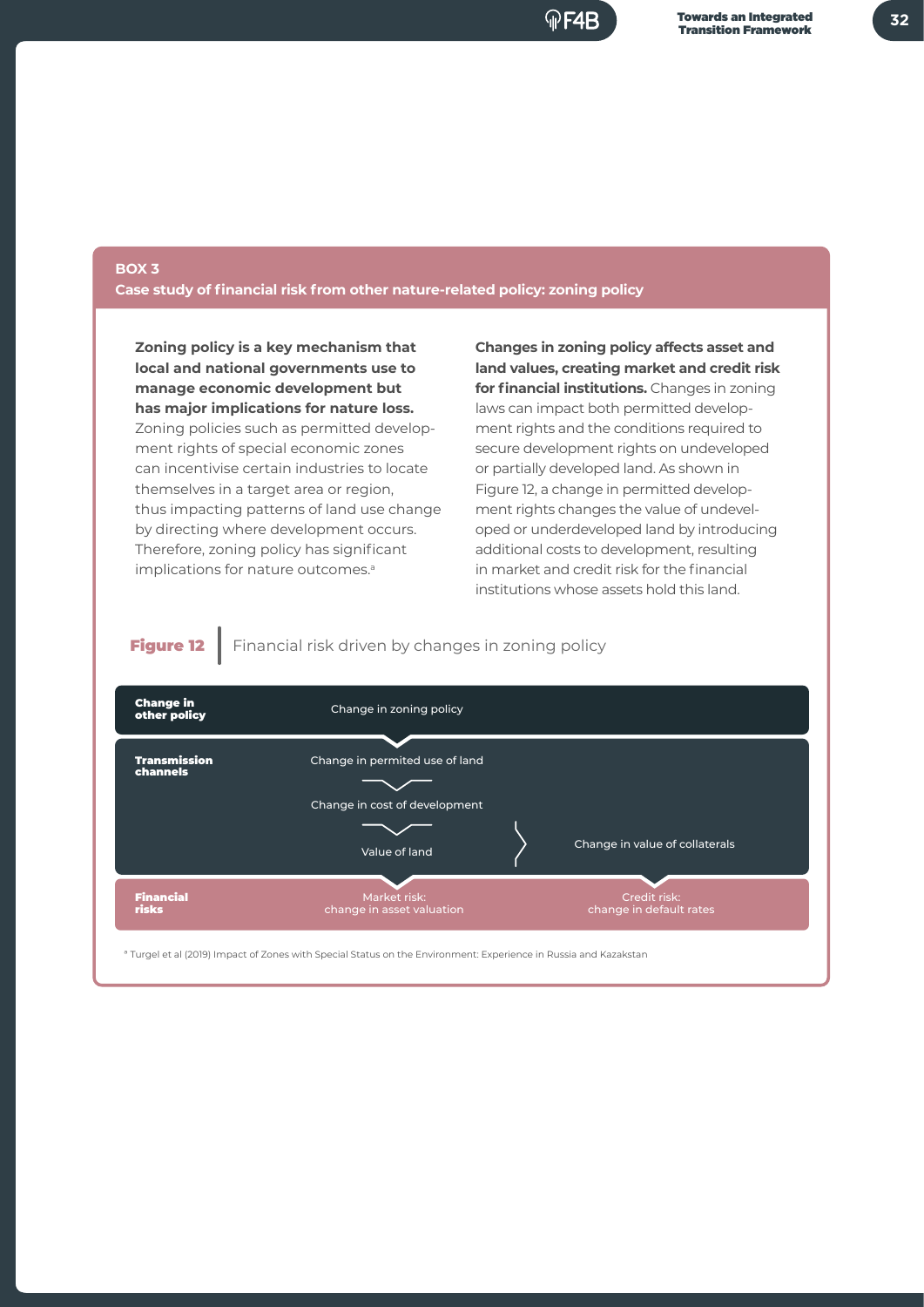## BOX 3

### Case study of financial risk from other nature-related policy: zoning policy

**Zoning policy is a key mechanism that local and national governments use to manage economic development but has major implications for nature loss.** Zoning policies such as permitted development rights of special economic zones can incentivise certain industries to locate themselves in a target area or region, thus impacting patterns of land use change by directing where development occurs. Therefore, zoning policy has significant implications for nature outcomes.[a]

**Changes in zoning policy affects asset and land values, creating market and credit risk for financial institutions.** Changes in zoning laws can impact both permitted development rights and the conditions required to secure development rights on undeveloped or partially developed land. As shown in Figure 12, a change in permitted development rights changes the value of undeveloped or underdeveloped land by introducing additional costs to development, resulting in market and credit risk for the financial institutions whose assets hold this land.

**Figure 12** | Financial risk driven by changes in zoning policy

| | | |
|---|---|---|
| **Change in other policy** | Change in zoning policy | |
| **Transmission channels** | Change in permited use of land → Change in cost of development → Value of land | Change in value of collaterals |
| **Financial risks** | Market risk: change in asset valuation | Credit risk: change in default rates |

[a] Turgel et al (2019) Impact of Zones with Special Status on the Environment: Experience in Russia and Kazakstan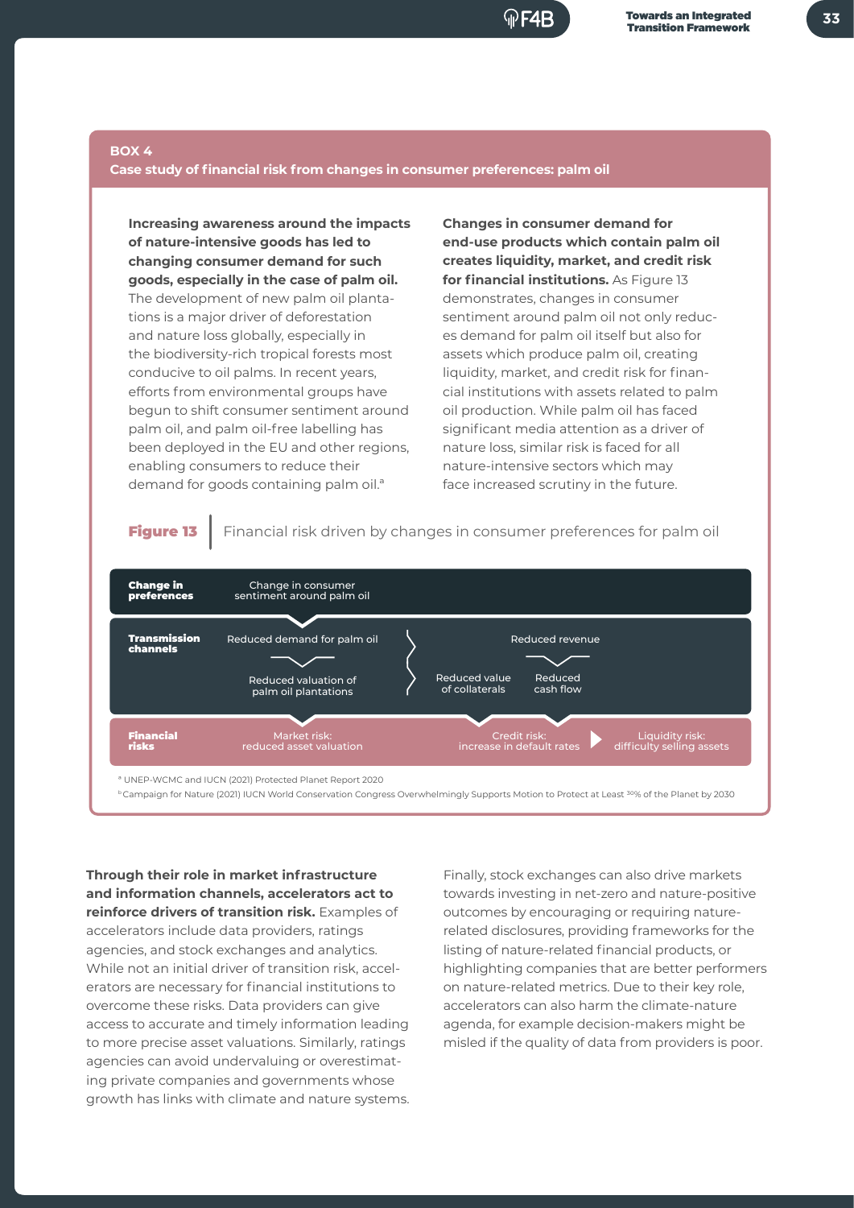**BOX 4**

**Case study of financial risk from changes in consumer preferences: palm oil**

**Increasing awareness around the impacts of nature-intensive goods has led to changing consumer demand for such goods, especially in the case of palm oil.** The development of new palm oil plantations is a major driver of deforestation and nature loss globally, especially in the biodiversity-rich tropical forests most conducive to oil palms. In recent years, efforts from environmental groups have begun to shift consumer sentiment around palm oil, and palm oil-free labelling has been deployed in the EU and other regions, enabling consumers to reduce their demand for goods containing palm oil.[a]

**Changes in consumer demand for end-use products which contain palm oil creates liquidity, market, and credit risk for financial institutions.** As Figure 13 demonstrates, changes in consumer sentiment around palm oil not only reduces demand for palm oil itself but also for assets which produce palm oil, creating liquidity, market, and credit risk for financial institutions with assets related to palm oil production. While palm oil has faced significant media attention as a driver of nature loss, similar risk is faced for all nature-intensive sectors which may face increased scrutiny in the future.

**Figure 13** Financial risk driven by changes in consumer preferences for palm oil

| | | |
|---|---|---|
| **Change in preferences** | Change in consumer sentiment around palm oil | |
| **Transmission channels** | Reduced demand for palm oil → Reduced valuation of palm oil plantations | Reduced revenue → Reduced value of collaterals; Reduced cash flow |
| **Financial risks** | Market risk: reduced asset valuation | Credit risk: increase in default rates → Liquidity risk: difficulty selling assets |

[a] UNEP-WCMC and IUCN (2021) Protected Planet Report 2020

[b] Campaign for Nature (2021) IUCN World Conservation Congress Overwhelmingly Supports Motion to Protect at Least 30% of the Planet by 2030

**Through their role in market infrastructure and information channels, accelerators act to reinforce drivers of transition risk.** Examples of accelerators include data providers, ratings agencies, and stock exchanges and analytics. While not an initial driver of transition risk, accelerators are necessary for financial institutions to overcome these risks. Data providers can give access to accurate and timely information leading to more precise asset valuations. Similarly, ratings agencies can avoid undervaluing or overestimating private companies and governments whose growth has links with climate and nature systems.

Finally, stock exchanges can also drive markets towards investing in net-zero and nature-positive outcomes by encouraging or requiring nature-related disclosures, providing frameworks for the listing of nature-related financial products, or highlighting companies that are better performers on nature-related metrics. Due to their key role, accelerators can also harm the climate-nature agenda, for example decision-makers might be misled if the quality of data from providers is poor.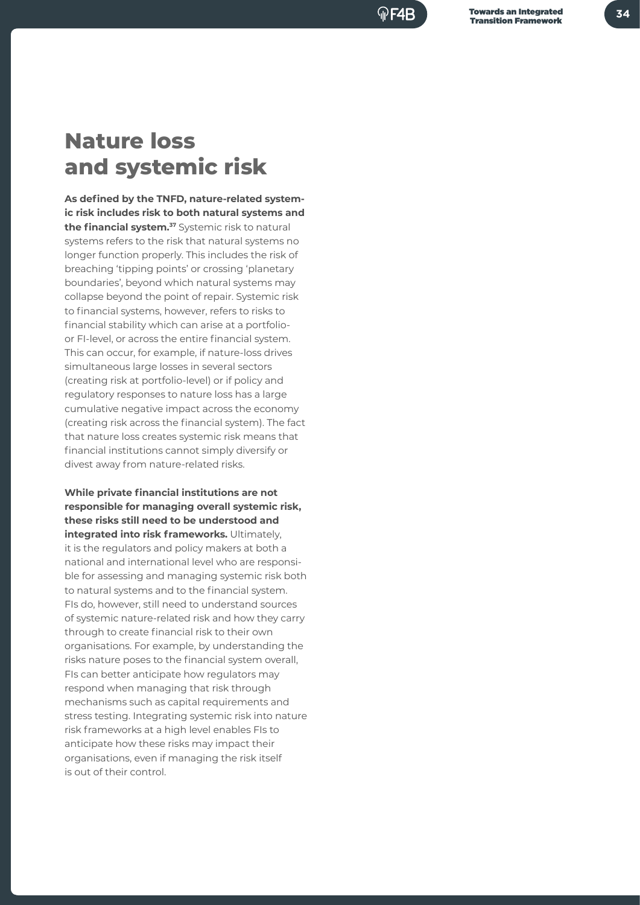# Nature loss and systemic risk

**As defined by the TNFD, nature-related systemic risk includes risk to both natural systems and the financial system.**[37] Systemic risk to natural systems refers to the risk that natural systems no longer function properly. This includes the risk of breaching 'tipping points' or crossing 'planetary boundaries', beyond which natural systems may collapse beyond the point of repair. Systemic risk to financial systems, however, refers to risks to financial stability which can arise at a portfolio- or FI-level, or across the entire financial system. This can occur, for example, if nature-loss drives simultaneous large losses in several sectors (creating risk at portfolio-level) or if policy and regulatory responses to nature loss has a large cumulative negative impact across the economy (creating risk across the financial system). The fact that nature loss creates systemic risk means that financial institutions cannot simply diversify or divest away from nature-related risks.

**While private financial institutions are not responsible for managing overall systemic risk, these risks still need to be understood and integrated into risk frameworks.** Ultimately, it is the regulators and policy makers at both a national and international level who are responsible for assessing and managing systemic risk both to natural systems and to the financial system. FIs do, however, still need to understand sources of systemic nature-related risk and how they carry through to create financial risk to their own organisations. For example, by understanding the risks nature poses to the financial system overall, FIs can better anticipate how regulators may respond when managing that risk through mechanisms such as capital requirements and stress testing. Integrating systemic risk into nature risk frameworks at a high level enables FIs to anticipate how these risks may impact their organisations, even if managing the risk itself is out of their control.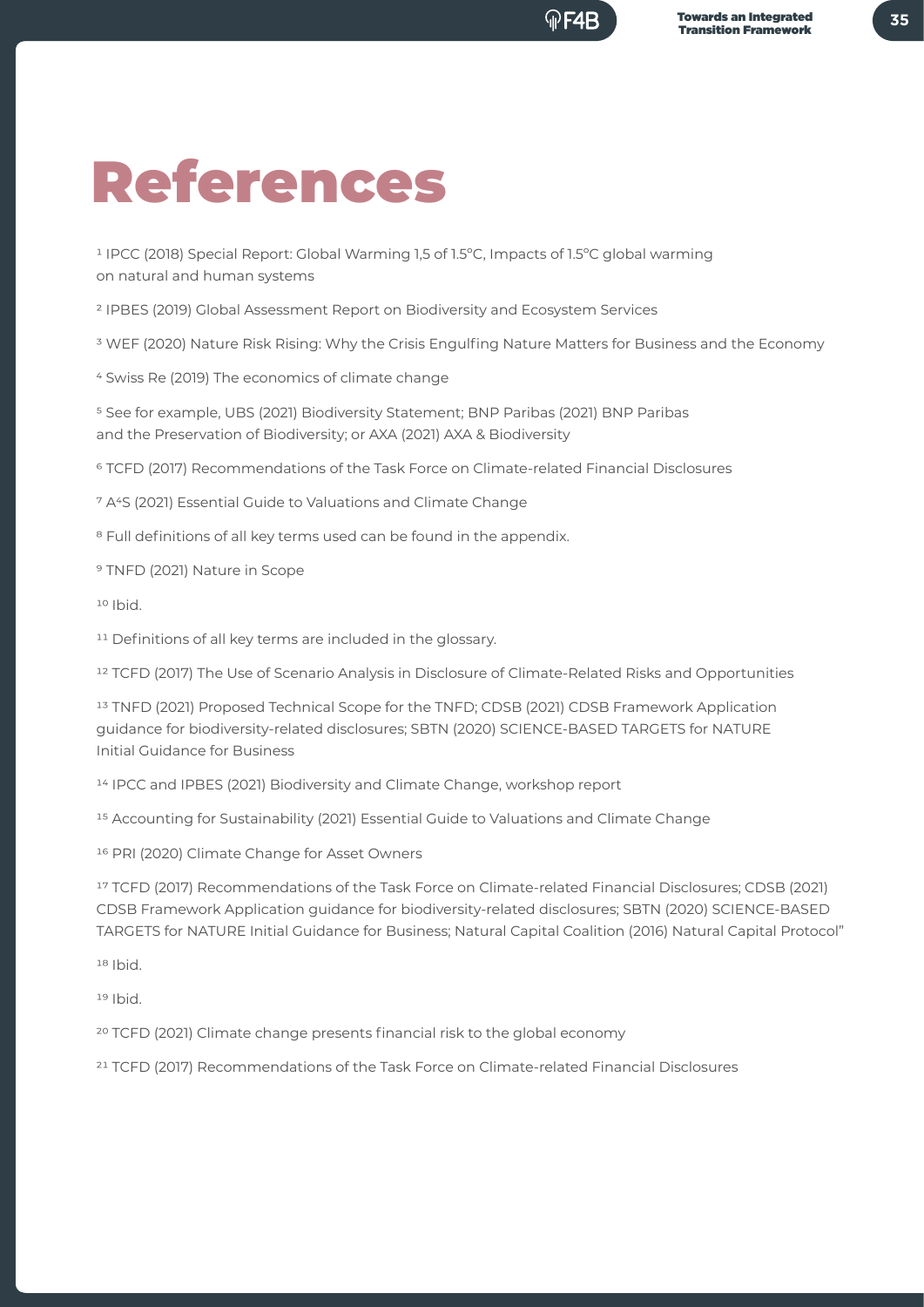# References

[1] IPCC (2018) Special Report: Global Warming 1,5 of 1.5°C, Impacts of 1.5°C global warming on natural and human systems

[2] IPBES (2019) Global Assessment Report on Biodiversity and Ecosystem Services

[3] WEF (2020) Nature Risk Rising: Why the Crisis Engulfing Nature Matters for Business and the Economy

[4] Swiss Re (2019) The economics of climate change

[5] See for example, UBS (2021) Biodiversity Statement; BNP Paribas (2021) BNP Paribas and the Preservation of Biodiversity; or AXA (2021) AXA & Biodiversity

[6] TCFD (2017) Recommendations of the Task Force on Climate-related Financial Disclosures

[7] A4S (2021) Essential Guide to Valuations and Climate Change

[8] Full definitions of all key terms used can be found in the appendix.

[9] TNFD (2021) Nature in Scope

[10] Ibid.

[11] Definitions of all key terms are included in the glossary.

[12] TCFD (2017) The Use of Scenario Analysis in Disclosure of Climate-Related Risks and Opportunities

[13] TNFD (2021) Proposed Technical Scope for the TNFD; CDSB (2021) CDSB Framework Application guidance for biodiversity-related disclosures; SBTN (2020) SCIENCE-BASED TARGETS for NATURE Initial Guidance for Business

[14] IPCC and IPBES (2021) Biodiversity and Climate Change, workshop report

[15] Accounting for Sustainability (2021) Essential Guide to Valuations and Climate Change

[16] PRI (2020) Climate Change for Asset Owners

[17] TCFD (2017) Recommendations of the Task Force on Climate-related Financial Disclosures; CDSB (2021) CDSB Framework Application guidance for biodiversity-related disclosures; SBTN (2020) SCIENCE-BASED TARGETS for NATURE Initial Guidance for Business; Natural Capital Coalition (2016) Natural Capital Protocol"

[18] Ibid.

[19] Ibid.

[20] TCFD (2021) Climate change presents financial risk to the global economy

[21] TCFD (2017) Recommendations of the Task Force on Climate-related Financial Disclosures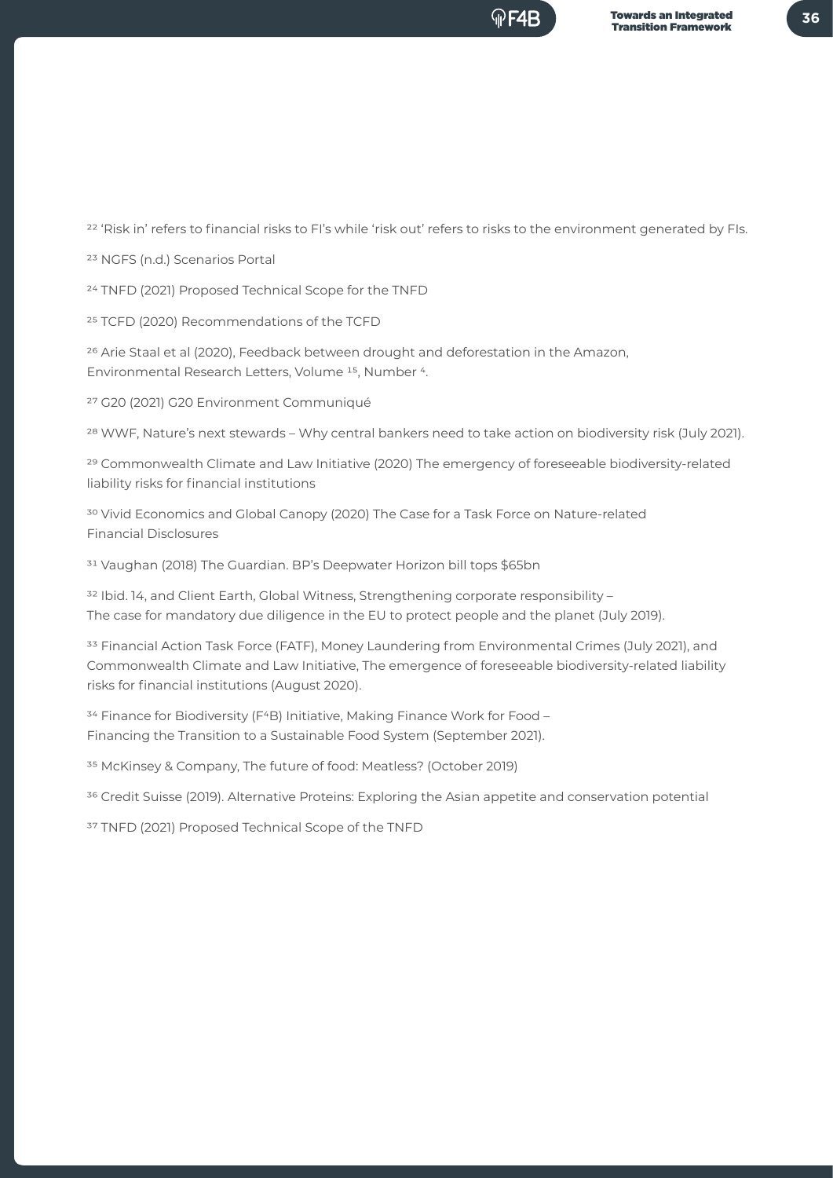[22] 'Risk in' refers to financial risks to FI's while 'risk out' refers to risks to the environment generated by FIs.

[23] NGFS (n.d.) Scenarios Portal

[24] TNFD (2021) Proposed Technical Scope for the TNFD

[25] TCFD (2020) Recommendations of the TCFD

[26] Arie Staal et al (2020), Feedback between drought and deforestation in the Amazon, Environmental Research Letters, Volume 15, Number 4.

[27] G20 (2021) G20 Environment Communiqué

[28] WWF, Nature's next stewards – Why central bankers need to take action on biodiversity risk (July 2021).

[29] Commonwealth Climate and Law Initiative (2020) The emergency of foreseeable biodiversity-related liability risks for financial institutions

[30] Vivid Economics and Global Canopy (2020) The Case for a Task Force on Nature-related Financial Disclosures

[31] Vaughan (2018) The Guardian. BP's Deepwater Horizon bill tops $65bn

[32] Ibid. 14, and Client Earth, Global Witness, Strengthening corporate responsibility – The case for mandatory due diligence in the EU to protect people and the planet (July 2019).

[33] Financial Action Task Force (FATF), Money Laundering from Environmental Crimes (July 2021), and Commonwealth Climate and Law Initiative, The emergence of foreseeable biodiversity-related liability risks for financial institutions (August 2020).

[34] Finance for Biodiversity (F4B) Initiative, Making Finance Work for Food – Financing the Transition to a Sustainable Food System (September 2021).

[35] McKinsey & Company, The future of food: Meatless? (October 2019)

[36] Credit Suisse (2019). Alternative Proteins: Exploring the Asian appetite and conservation potential

[37] TNFD (2021) Proposed Technical Scope of the TNFD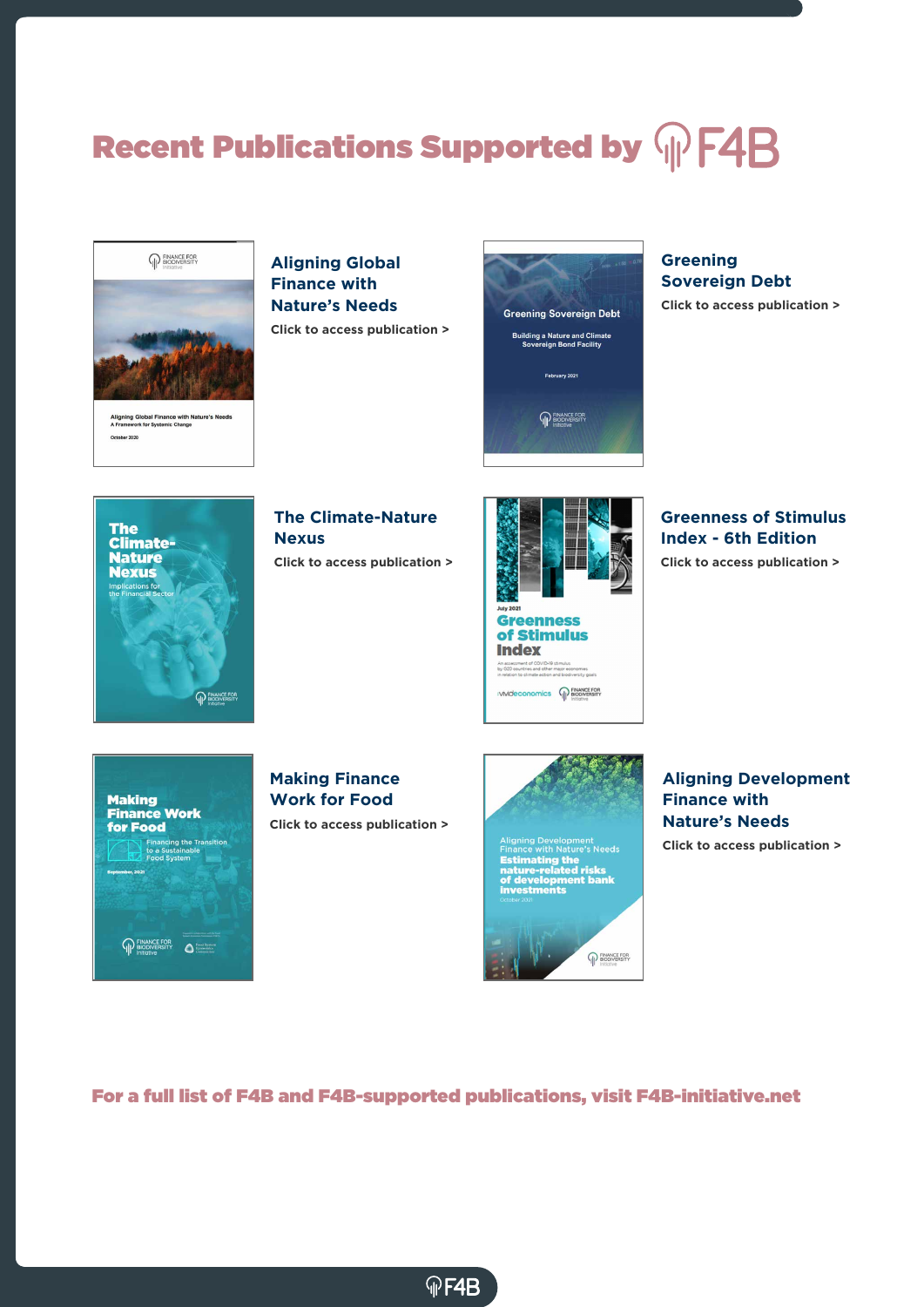# Recent Publications Supported by F4B

### Aligning Global Finance with Nature's Needs

Click to access publication >

### Greening Sovereign Debt

Click to access publication >

### The Climate-Nature Nexus

Click to access publication >

### Greenness of Stimulus Index - 6th Edition

Click to access publication >

### Making Finance Work for Food

Click to access publication >

### Aligning Development Finance with Nature's Needs

Click to access publication >

**For a full list of F4B and F4B-supported publications, visit F4B-initiative.net**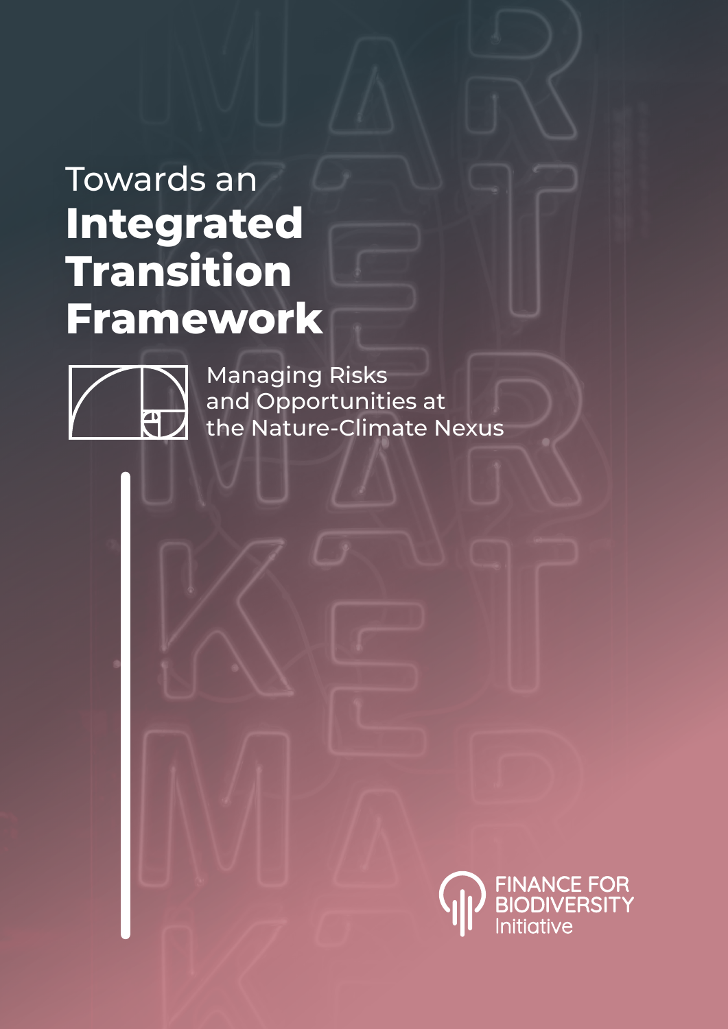Towards an
# Integrated Transition Framework

Managing Risks and Opportunities at the Nature-Climate Nexus

FINANCE FOR BIODIVERSITY Initiative